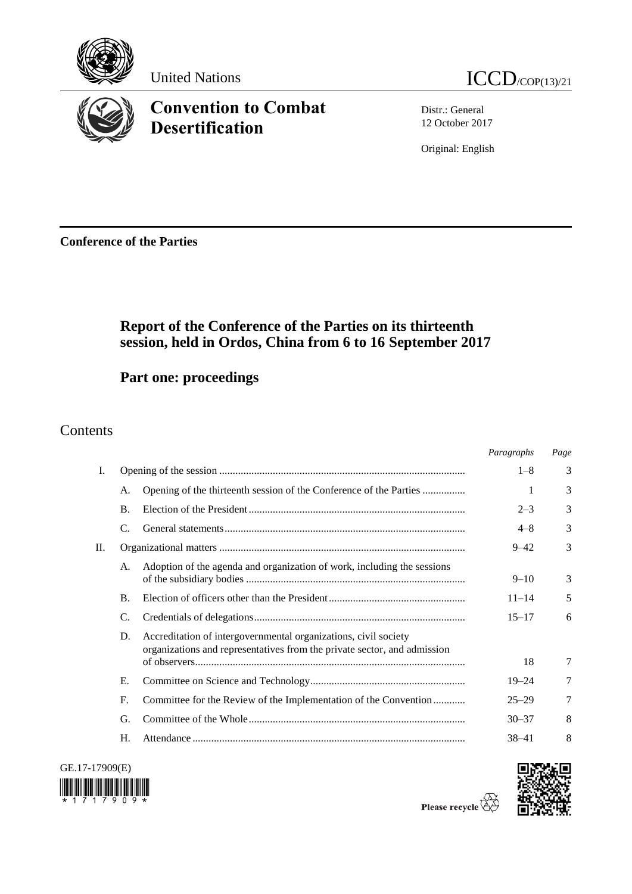United Nations

ICCD/COP(13)/21

# Convention to Combat Desertification

Distr.: General
12 October 2017

Original: English

**Conference of the Parties**

## Report of the Conference of the Parties on its thirteenth session, held in Ordos, China from 6 to 16 September 2017

## Part one: proceedings

# Contents

| | | | *Paragraphs* | *Page* |
|---|---|---|---|---|
| I. | | Opening of the session | 1–8 | 3 |
| | A. | Opening of the thirteenth session of the Conference of the Parties | 1 | 3 |
| | B. | Election of the President | 2–3 | 3 |
| | C. | General statements | 4–8 | 3 |
| II. | | Organizational matters | 9–42 | 3 |
| | A. | Adoption of the agenda and organization of work, including the sessions of the subsidiary bodies | 9–10 | 3 |
| | B. | Election of officers other than the President | 11–14 | 5 |
| | C. | Credentials of delegations | 15–17 | 6 |
| | D. | Accreditation of intergovernmental organizations, civil society organizations and representatives from the private sector, and admission of observers | 18 | 7 |
| | E. | Committee on Science and Technology | 19–24 | 7 |
| | F. | Committee for the Review of the Implementation of the Convention | 25–29 | 7 |
| | G. | Committee of the Whole | 30–37 | 8 |
| | H. | Attendance | 38–41 | 8 |

GE.17-17909(E)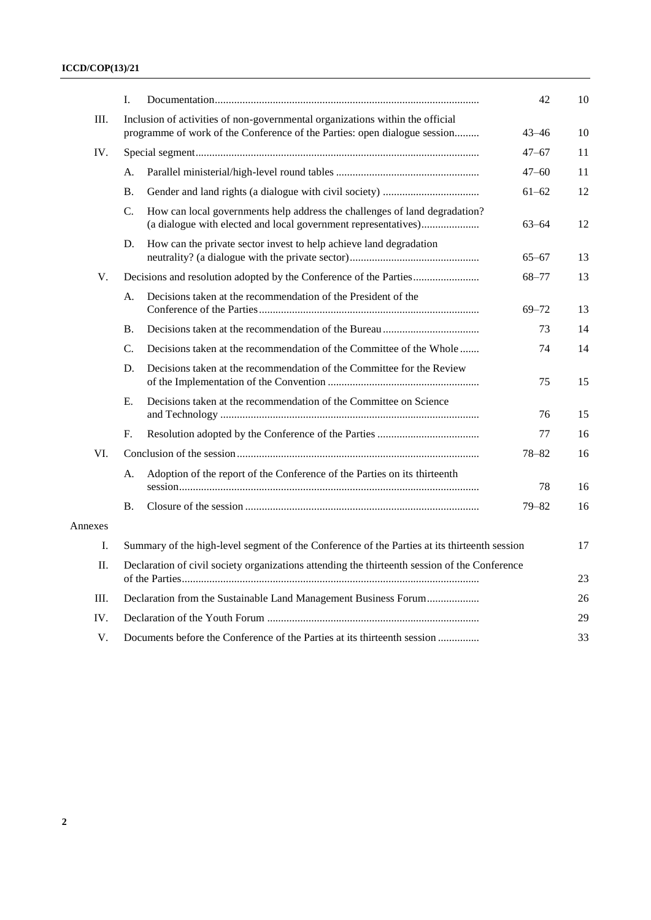| | | | Paragraphs | Page |
|---|---|---|---|---|
| | I. | Documentation | 42 | 10 |
| III. | | Inclusion of activities of non-governmental organizations within the official programme of work of the Conference of the Parties: open dialogue session | 43–46 | 10 |
| IV. | | Special segment | 47–67 | 11 |
| | A. | Parallel ministerial/high-level round tables | 47–60 | 11 |
| | B. | Gender and land rights (a dialogue with civil society) | 61–62 | 12 |
| | C. | How can local governments help address the challenges of land degradation? (a dialogue with elected and local government representatives) | 63–64 | 12 |
| | D. | How can the private sector invest to help achieve land degradation neutrality? (a dialogue with the private sector) | 65–67 | 13 |
| V. | | Decisions and resolution adopted by the Conference of the Parties | 68–77 | 13 |
| | A. | Decisions taken at the recommendation of the President of the Conference of the Parties | 69–72 | 13 |
| | B. | Decisions taken at the recommendation of the Bureau | 73 | 14 |
| | C. | Decisions taken at the recommendation of the Committee of the Whole | 74 | 14 |
| | D. | Decisions taken at the recommendation of the Committee for the Review of the Implementation of the Convention | 75 | 15 |
| | E. | Decisions taken at the recommendation of the Committee on Science and Technology | 76 | 15 |
| | F. | Resolution adopted by the Conference of the Parties | 77 | 16 |
| VI. | | Conclusion of the session | 78–82 | 16 |
| | A. | Adoption of the report of the Conference of the Parties on its thirteenth session | 78 | 16 |
| | B. | Closure of the session | 79–82 | 16 |

Annexes

| | | Page |
|---|---|---|
| I. | Summary of the high-level segment of the Conference of the Parties at its thirteenth session | 17 |
| II. | Declaration of civil society organizations attending the thirteenth session of the Conference of the Parties | 23 |
| III. | Declaration from the Sustainable Land Management Business Forum | 26 |
| IV. | Declaration of the Youth Forum | 29 |
| V. | Documents before the Conference of the Parties at its thirteenth session | 33 |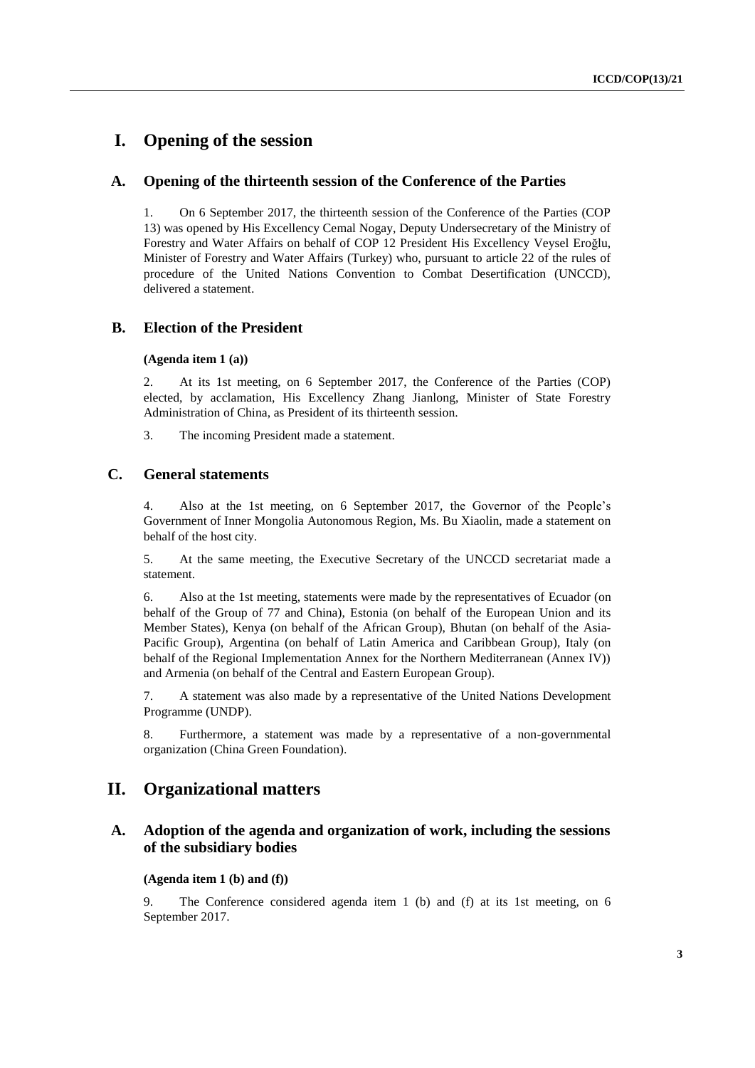# I. Opening of the session

## A. Opening of the thirteenth session of the Conference of the Parties

1. On 6 September 2017, the thirteenth session of the Conference of the Parties (COP 13) was opened by His Excellency Cemal Nogay, Deputy Undersecretary of the Ministry of Forestry and Water Affairs on behalf of COP 12 President His Excellency Veysel Eroğlu, Minister of Forestry and Water Affairs (Turkey) who, pursuant to article 22 of the rules of procedure of the United Nations Convention to Combat Desertification (UNCCD), delivered a statement.

## B. Election of the President

**(Agenda item 1 (a))**

2. At its 1st meeting, on 6 September 2017, the Conference of the Parties (COP) elected, by acclamation, His Excellency Zhang Jianlong, Minister of State Forestry Administration of China, as President of its thirteenth session.

3. The incoming President made a statement.

## C. General statements

4. Also at the 1st meeting, on 6 September 2017, the Governor of the People's Government of Inner Mongolia Autonomous Region, Ms. Bu Xiaolin, made a statement on behalf of the host city.

5. At the same meeting, the Executive Secretary of the UNCCD secretariat made a statement.

6. Also at the 1st meeting, statements were made by the representatives of Ecuador (on behalf of the Group of 77 and China), Estonia (on behalf of the European Union and its Member States), Kenya (on behalf of the African Group), Bhutan (on behalf of the Asia-Pacific Group), Argentina (on behalf of Latin America and Caribbean Group), Italy (on behalf of the Regional Implementation Annex for the Northern Mediterranean (Annex IV)) and Armenia (on behalf of the Central and Eastern European Group).

7. A statement was also made by a representative of the United Nations Development Programme (UNDP).

8. Furthermore, a statement was made by a representative of a non-governmental organization (China Green Foundation).

# II. Organizational matters

## A. Adoption of the agenda and organization of work, including the sessions of the subsidiary bodies

**(Agenda item 1 (b) and (f))**

9. The Conference considered agenda item 1 (b) and (f) at its 1st meeting, on 6 September 2017.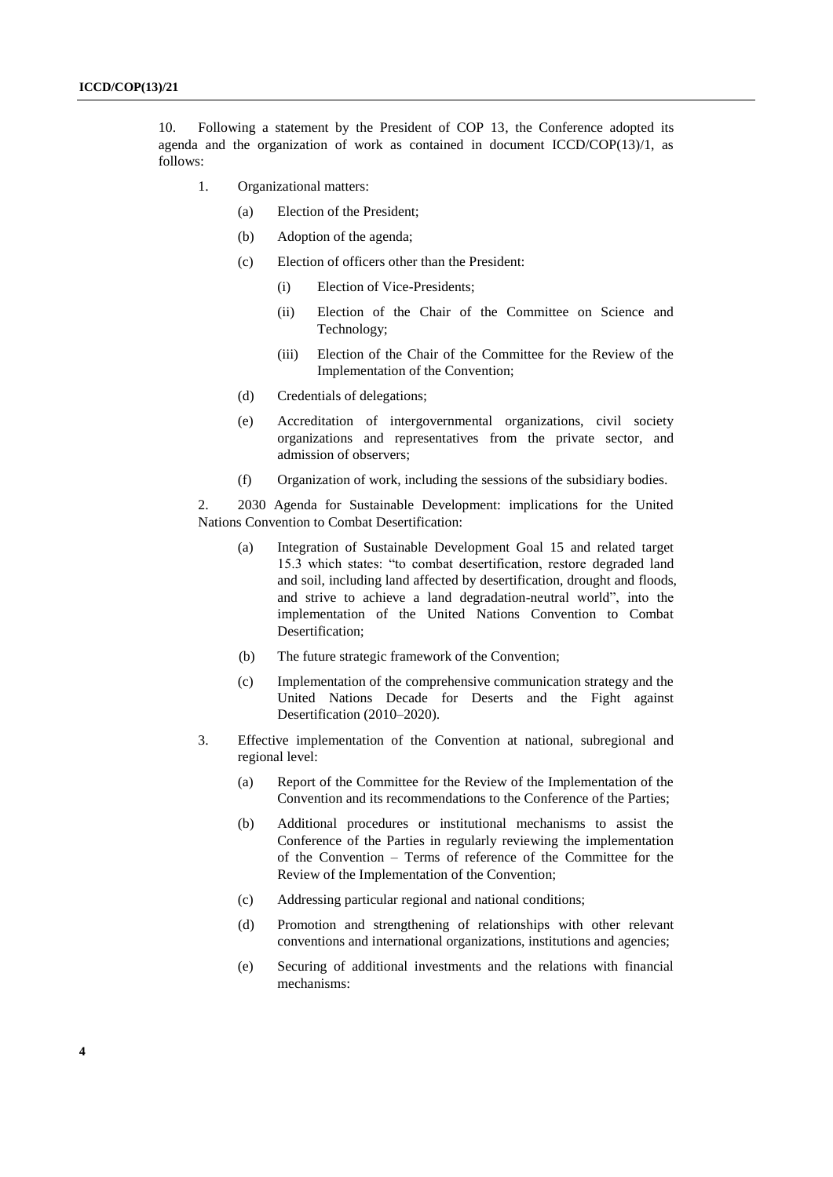10. Following a statement by the President of COP 13, the Conference adopted its agenda and the organization of work as contained in document ICCD/COP(13)/1, as follows:

1. Organizational matters:
   - (a) Election of the President;
   - (b) Adoption of the agenda;
   - (c) Election of officers other than the President:
     - (i) Election of Vice-Presidents;
     - (ii) Election of the Chair of the Committee on Science and Technology;
     - (iii) Election of the Chair of the Committee for the Review of the Implementation of the Convention;
   - (d) Credentials of delegations;
   - (e) Accreditation of intergovernmental organizations, civil society organizations and representatives from the private sector, and admission of observers;
   - (f) Organization of work, including the sessions of the subsidiary bodies.

2. 2030 Agenda for Sustainable Development: implications for the United Nations Convention to Combat Desertification:
   - (a) Integration of Sustainable Development Goal 15 and related target 15.3 which states: "to combat desertification, restore degraded land and soil, including land affected by desertification, drought and floods, and strive to achieve a land degradation-neutral world", into the implementation of the United Nations Convention to Combat Desertification;
   - (b) The future strategic framework of the Convention;
   - (c) Implementation of the comprehensive communication strategy and the United Nations Decade for Deserts and the Fight against Desertification (2010–2020).

3. Effective implementation of the Convention at national, subregional and regional level:
   - (a) Report of the Committee for the Review of the Implementation of the Convention and its recommendations to the Conference of the Parties;
   - (b) Additional procedures or institutional mechanisms to assist the Conference of the Parties in regularly reviewing the implementation of the Convention – Terms of reference of the Committee for the Review of the Implementation of the Convention;
   - (c) Addressing particular regional and national conditions;
   - (d) Promotion and strengthening of relationships with other relevant conventions and international organizations, institutions and agencies;
   - (e) Securing of additional investments and the relations with financial mechanisms: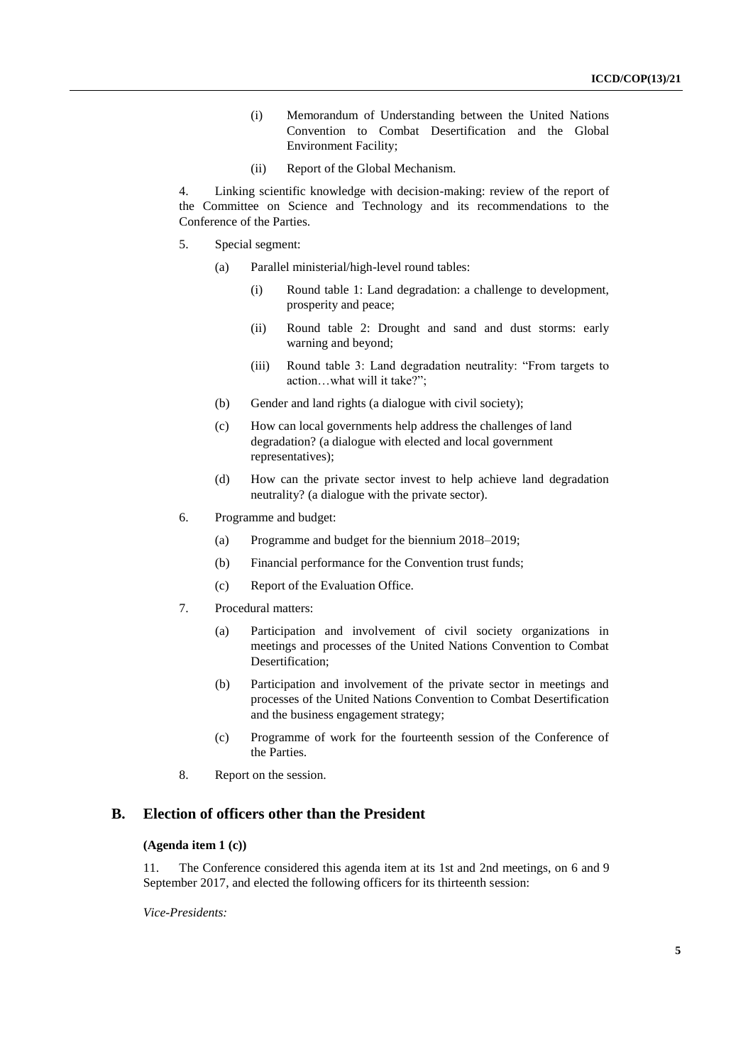(i) Memorandum of Understanding between the United Nations Convention to Combat Desertification and the Global Environment Facility;

(ii) Report of the Global Mechanism.

4. Linking scientific knowledge with decision-making: review of the report of the Committee on Science and Technology and its recommendations to the Conference of the Parties.

5. Special segment:

(a) Parallel ministerial/high-level round tables:

(i) Round table 1: Land degradation: a challenge to development, prosperity and peace;

(ii) Round table 2: Drought and sand and dust storms: early warning and beyond;

(iii) Round table 3: Land degradation neutrality: "From targets to action…what will it take?";

(b) Gender and land rights (a dialogue with civil society);

(c) How can local governments help address the challenges of land degradation? (a dialogue with elected and local government representatives);

(d) How can the private sector invest to help achieve land degradation neutrality? (a dialogue with the private sector).

6. Programme and budget:

(a) Programme and budget for the biennium 2018–2019;

(b) Financial performance for the Convention trust funds;

(c) Report of the Evaluation Office.

7. Procedural matters:

(a) Participation and involvement of civil society organizations in meetings and processes of the United Nations Convention to Combat Desertification;

(b) Participation and involvement of the private sector in meetings and processes of the United Nations Convention to Combat Desertification and the business engagement strategy;

(c) Programme of work for the fourteenth session of the Conference of the Parties.

8. Report on the session.

## B. Election of officers other than the President

**(Agenda item 1 (c))**

11. The Conference considered this agenda item at its 1st and 2nd meetings, on 6 and 9 September 2017, and elected the following officers for its thirteenth session:

*Vice-Presidents:*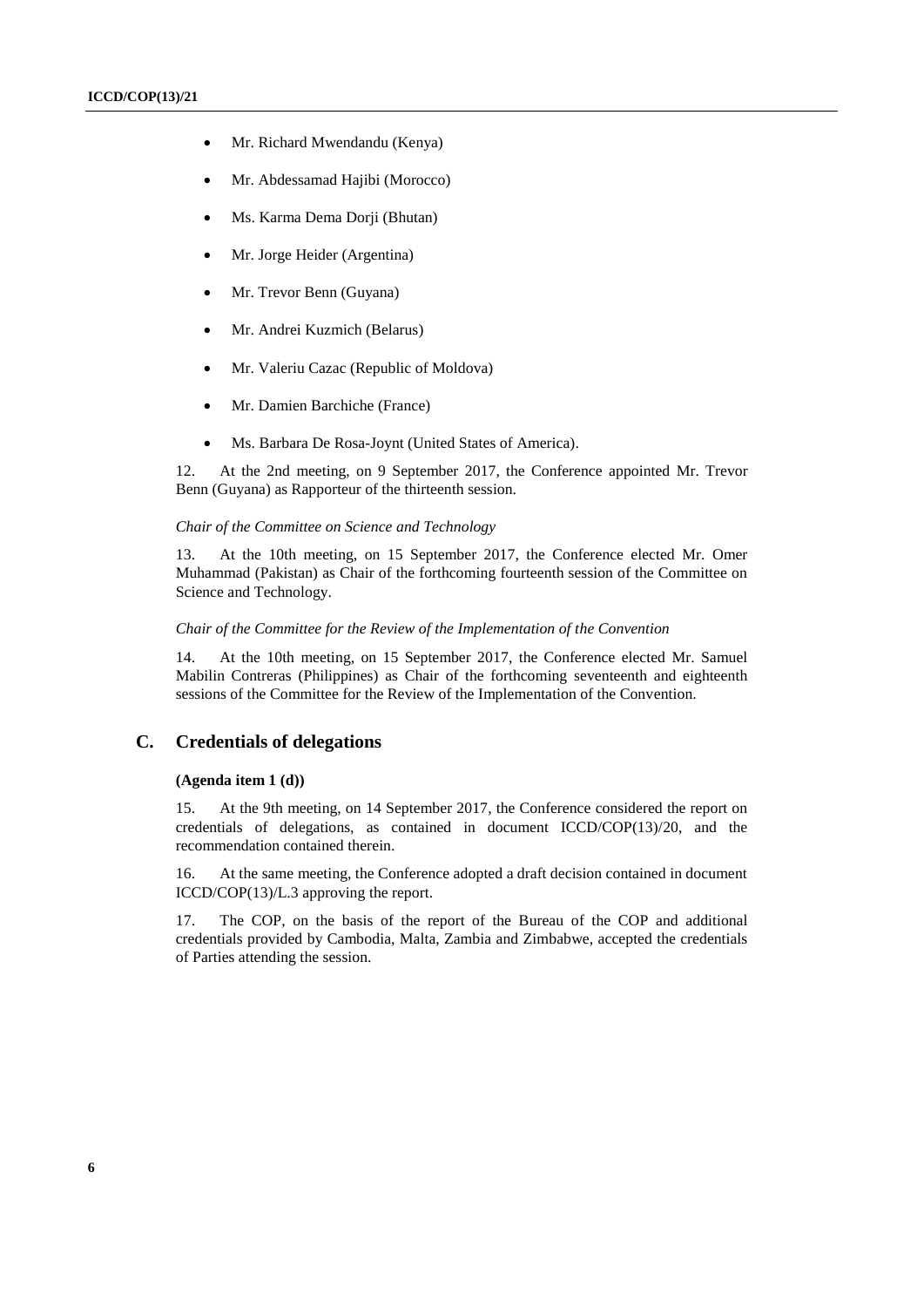- Mr. Richard Mwendandu (Kenya)
- Mr. Abdessamad Hajibi (Morocco)
- Ms. Karma Dema Dorji (Bhutan)
- Mr. Jorge Heider (Argentina)
- Mr. Trevor Benn (Guyana)
- Mr. Andrei Kuzmich (Belarus)
- Mr. Valeriu Cazac (Republic of Moldova)
- Mr. Damien Barchiche (France)
- Ms. Barbara De Rosa-Joynt (United States of America).

12. At the 2nd meeting, on 9 September 2017, the Conference appointed Mr. Trevor Benn (Guyana) as Rapporteur of the thirteenth session.

*Chair of the Committee on Science and Technology*

13. At the 10th meeting, on 15 September 2017, the Conference elected Mr. Omer Muhammad (Pakistan) as Chair of the forthcoming fourteenth session of the Committee on Science and Technology.

*Chair of the Committee for the Review of the Implementation of the Convention*

14. At the 10th meeting, on 15 September 2017, the Conference elected Mr. Samuel Mabilin Contreras (Philippines) as Chair of the forthcoming seventeenth and eighteenth sessions of the Committee for the Review of the Implementation of the Convention.

## C. Credentials of delegations

**(Agenda item 1 (d))**

15. At the 9th meeting, on 14 September 2017, the Conference considered the report on credentials of delegations, as contained in document ICCD/COP(13)/20, and the recommendation contained therein.

16. At the same meeting, the Conference adopted a draft decision contained in document ICCD/COP(13)/L.3 approving the report.

17. The COP, on the basis of the report of the Bureau of the COP and additional credentials provided by Cambodia, Malta, Zambia and Zimbabwe, accepted the credentials of Parties attending the session.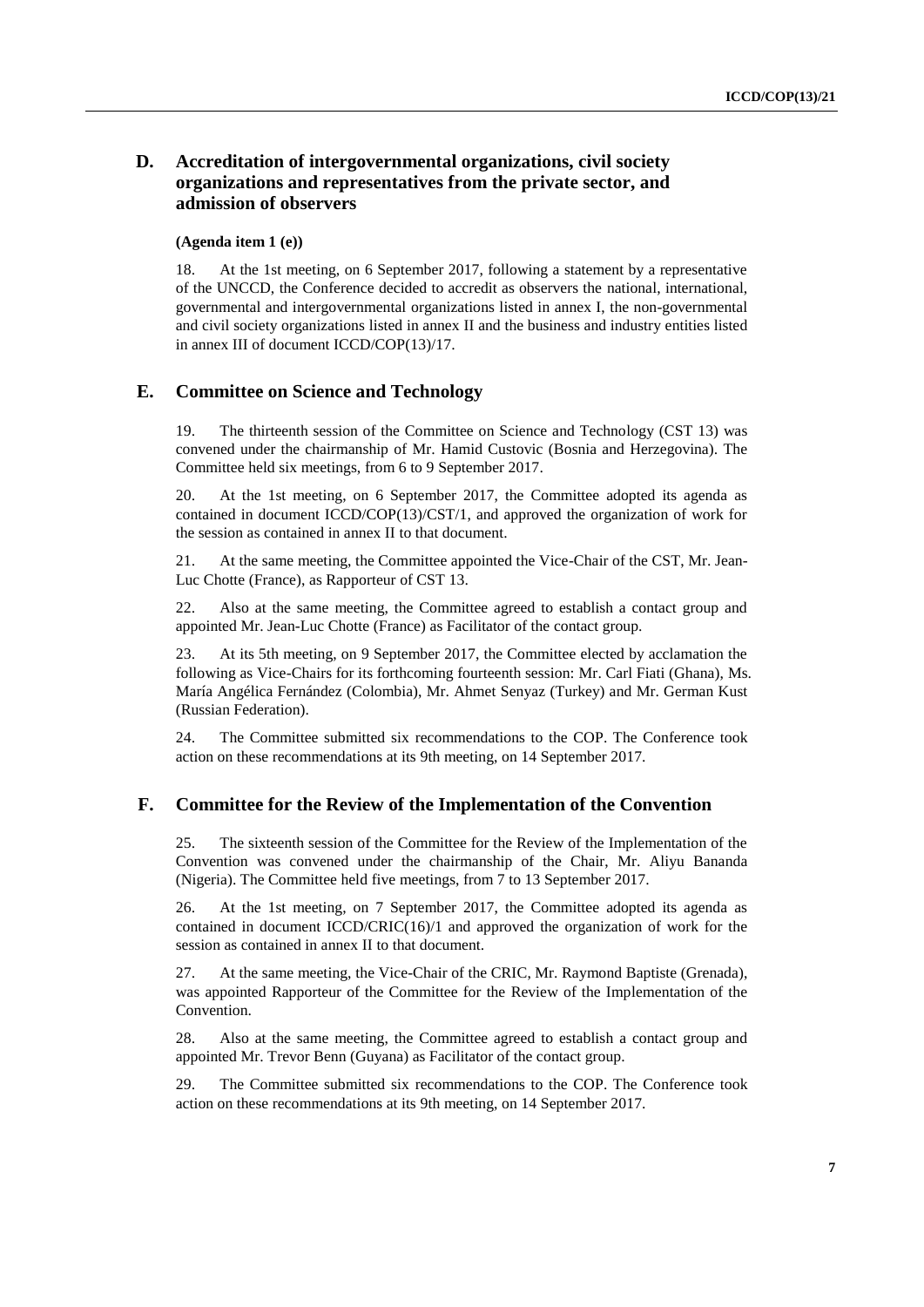## D. Accreditation of intergovernmental organizations, civil society organizations and representatives from the private sector, and admission of observers

**(Agenda item 1 (e))**

18. At the 1st meeting, on 6 September 2017, following a statement by a representative of the UNCCD, the Conference decided to accredit as observers the national, international, governmental and intergovernmental organizations listed in annex I, the non-governmental and civil society organizations listed in annex II and the business and industry entities listed in annex III of document ICCD/COP(13)/17.

## E. Committee on Science and Technology

19. The thirteenth session of the Committee on Science and Technology (CST 13) was convened under the chairmanship of Mr. Hamid Custovic (Bosnia and Herzegovina). The Committee held six meetings, from 6 to 9 September 2017.

20. At the 1st meeting, on 6 September 2017, the Committee adopted its agenda as contained in document ICCD/COP(13)/CST/1, and approved the organization of work for the session as contained in annex II to that document.

21. At the same meeting, the Committee appointed the Vice-Chair of the CST, Mr. Jean-Luc Chotte (France), as Rapporteur of CST 13.

22. Also at the same meeting, the Committee agreed to establish a contact group and appointed Mr. Jean-Luc Chotte (France) as Facilitator of the contact group.

23. At its 5th meeting, on 9 September 2017, the Committee elected by acclamation the following as Vice-Chairs for its forthcoming fourteenth session: Mr. Carl Fiati (Ghana), Ms. María Angélica Fernández (Colombia), Mr. Ahmet Senyaz (Turkey) and Mr. German Kust (Russian Federation).

24. The Committee submitted six recommendations to the COP. The Conference took action on these recommendations at its 9th meeting, on 14 September 2017.

## F. Committee for the Review of the Implementation of the Convention

25. The sixteenth session of the Committee for the Review of the Implementation of the Convention was convened under the chairmanship of the Chair, Mr. Aliyu Bananda (Nigeria). The Committee held five meetings, from 7 to 13 September 2017.

26. At the 1st meeting, on 7 September 2017, the Committee adopted its agenda as contained in document ICCD/CRIC(16)/1 and approved the organization of work for the session as contained in annex II to that document.

27. At the same meeting, the Vice-Chair of the CRIC, Mr. Raymond Baptiste (Grenada), was appointed Rapporteur of the Committee for the Review of the Implementation of the Convention.

28. Also at the same meeting, the Committee agreed to establish a contact group and appointed Mr. Trevor Benn (Guyana) as Facilitator of the contact group.

29. The Committee submitted six recommendations to the COP. The Conference took action on these recommendations at its 9th meeting, on 14 September 2017.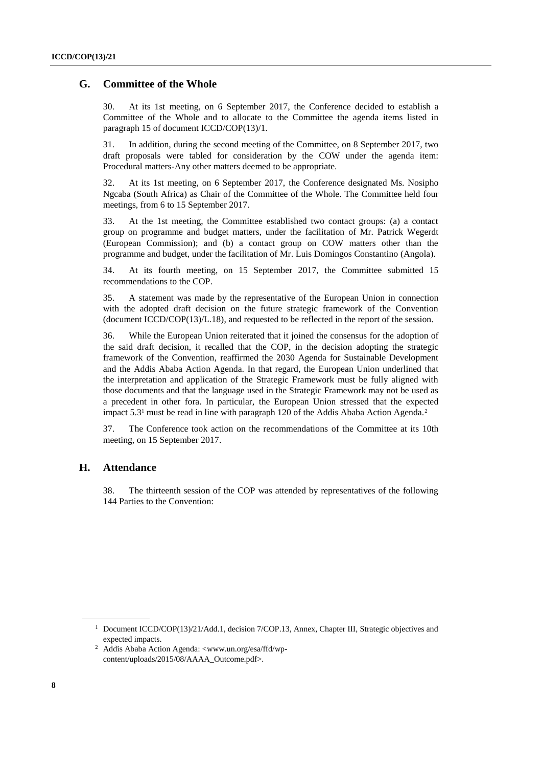## G. Committee of the Whole

30. At its 1st meeting, on 6 September 2017, the Conference decided to establish a Committee of the Whole and to allocate to the Committee the agenda items listed in paragraph 15 of document ICCD/COP(13)/1.

31. In addition, during the second meeting of the Committee, on 8 September 2017, two draft proposals were tabled for consideration by the COW under the agenda item: Procedural matters-Any other matters deemed to be appropriate.

32. At its 1st meeting, on 6 September 2017, the Conference designated Ms. Nosipho Ngcaba (South Africa) as Chair of the Committee of the Whole. The Committee held four meetings, from 6 to 15 September 2017.

33. At the 1st meeting, the Committee established two contact groups: (a) a contact group on programme and budget matters, under the facilitation of Mr. Patrick Wegerdt (European Commission); and (b) a contact group on COW matters other than the programme and budget, under the facilitation of Mr. Luis Domingos Constantino (Angola).

34. At its fourth meeting, on 15 September 2017, the Committee submitted 15 recommendations to the COP.

35. A statement was made by the representative of the European Union in connection with the adopted draft decision on the future strategic framework of the Convention (document ICCD/COP(13)/L.18), and requested to be reflected in the report of the session.

36. While the European Union reiterated that it joined the consensus for the adoption of the said draft decision, it recalled that the COP, in the decision adopting the strategic framework of the Convention, reaffirmed the 2030 Agenda for Sustainable Development and the Addis Ababa Action Agenda. In that regard, the European Union underlined that the interpretation and application of the Strategic Framework must be fully aligned with those documents and that the language used in the Strategic Framework may not be used as a precedent in other fora. In particular, the European Union stressed that the expected impact 5.3[1] must be read in line with paragraph 120 of the Addis Ababa Action Agenda.[2]

37. The Conference took action on the recommendations of the Committee at its 10th meeting, on 15 September 2017.

## H. Attendance

38. The thirteenth session of the COP was attended by representatives of the following 144 Parties to the Convention:

---

[1] Document ICCD/COP(13)/21/Add.1, decision 7/COP.13, Annex, Chapter III, Strategic objectives and expected impacts.

[2] Addis Ababa Action Agenda: <www.un.org/esa/ffd/wp-content/uploads/2015/08/AAAA_Outcome.pdf>.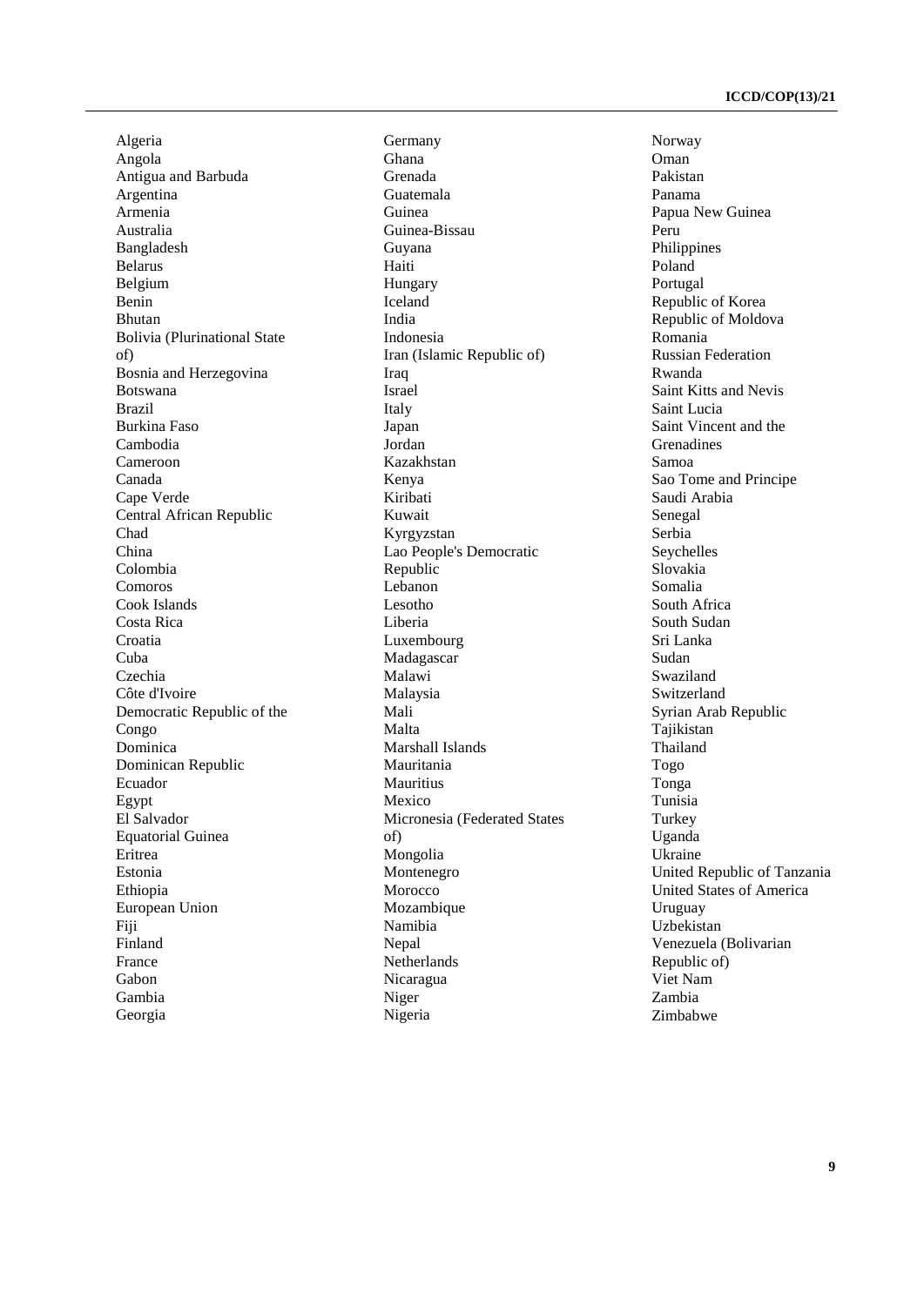Algeria
Angola
Antigua and Barbuda
Argentina
Armenia
Australia
Bangladesh
Belarus
Belgium
Benin
Bhutan
Bolivia (Plurinational State of)
Bosnia and Herzegovina
Botswana
Brazil
Burkina Faso
Cambodia
Cameroon
Canada
Cape Verde
Central African Republic
Chad
China
Colombia
Comoros
Cook Islands
Costa Rica
Croatia
Cuba
Czechia
Côte d'Ivoire
Democratic Republic of the Congo
Dominica
Dominican Republic
Ecuador
Egypt
El Salvador
Equatorial Guinea
Eritrea
Estonia
Ethiopia
European Union
Fiji
Finland
France
Gabon
Gambia
Georgia
Germany
Ghana
Grenada
Guatemala
Guinea
Guinea-Bissau
Guyana
Haiti
Hungary
Iceland
India
Indonesia
Iran (Islamic Republic of)
Iraq
Israel
Italy
Japan
Jordan
Kazakhstan
Kenya
Kiribati
Kuwait
Kyrgyzstan
Lao People's Democratic Republic
Lebanon
Lesotho
Liberia
Luxembourg
Madagascar
Malawi
Malaysia
Mali
Malta
Marshall Islands
Mauritania
Mauritius
Mexico
Micronesia (Federated States of)
Mongolia
Montenegro
Morocco
Mozambique
Namibia
Nepal
Netherlands
Nicaragua
Niger
Nigeria
Norway
Oman
Pakistan
Panama
Papua New Guinea
Peru
Philippines
Poland
Portugal
Republic of Korea
Republic of Moldova
Romania
Russian Federation
Rwanda
Saint Kitts and Nevis
Saint Lucia
Saint Vincent and the Grenadines
Samoa
Sao Tome and Principe
Saudi Arabia
Senegal
Serbia
Seychelles
Slovakia
Somalia
South Africa
South Sudan
Sri Lanka
Sudan
Swaziland
Switzerland
Syrian Arab Republic
Tajikistan
Thailand
Togo
Tonga
Tunisia
Turkey
Uganda
Ukraine
United Republic of Tanzania
United States of America
Uruguay
Uzbekistan
Venezuela (Bolivarian Republic of)
Viet Nam
Zambia
Zimbabwe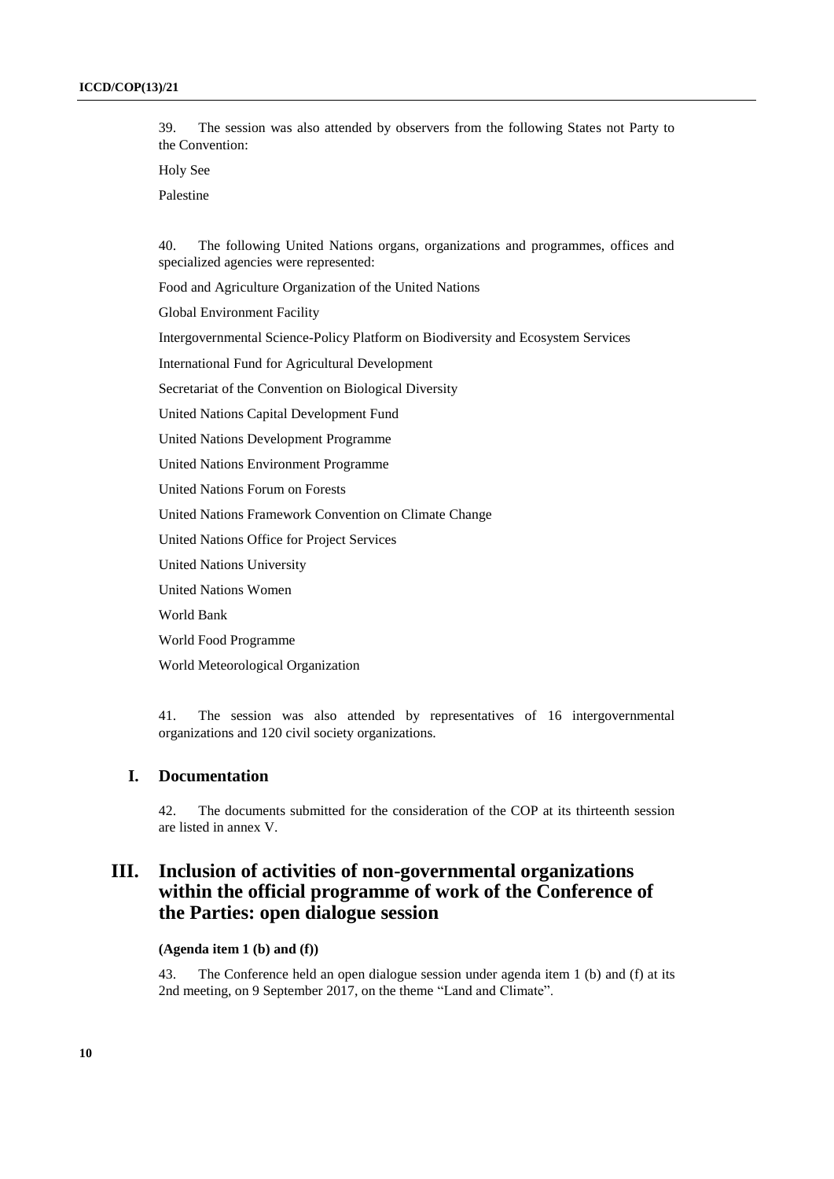39. The session was also attended by observers from the following States not Party to the Convention:

Holy See

Palestine

40. The following United Nations organs, organizations and programmes, offices and specialized agencies were represented:

Food and Agriculture Organization of the United Nations

Global Environment Facility

Intergovernmental Science-Policy Platform on Biodiversity and Ecosystem Services

International Fund for Agricultural Development

Secretariat of the Convention on Biological Diversity

United Nations Capital Development Fund

United Nations Development Programme

United Nations Environment Programme

United Nations Forum on Forests

United Nations Framework Convention on Climate Change

United Nations Office for Project Services

United Nations University

United Nations Women

World Bank

World Food Programme

World Meteorological Organization

41. The session was also attended by representatives of 16 intergovernmental organizations and 120 civil society organizations.

## I. Documentation

42. The documents submitted for the consideration of the COP at its thirteenth session are listed in annex V.

# III. Inclusion of activities of non-governmental organizations within the official programme of work of the Conference of the Parties: open dialogue session

**(Agenda item 1 (b) and (f))**

43. The Conference held an open dialogue session under agenda item 1 (b) and (f) at its 2nd meeting, on 9 September 2017, on the theme "Land and Climate".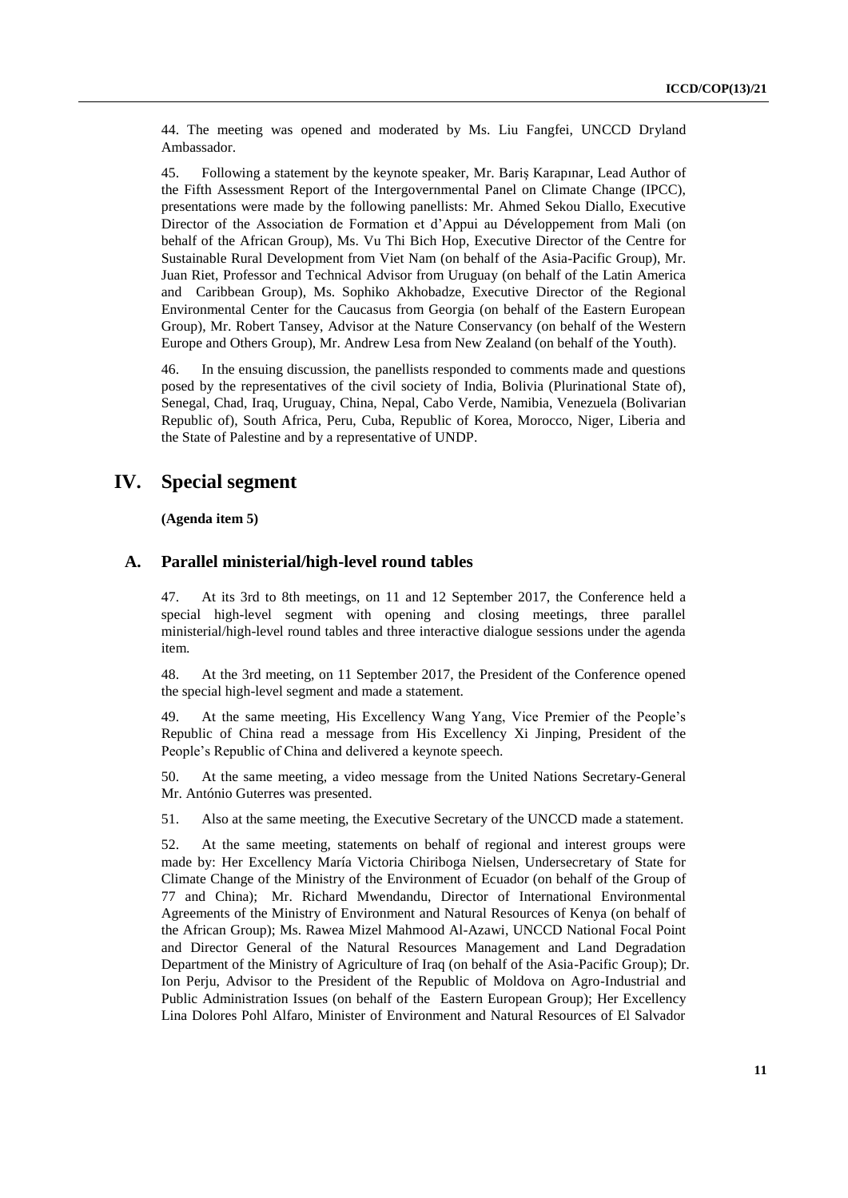44. The meeting was opened and moderated by Ms. Liu Fangfei, UNCCD Dryland Ambassador.

45. Following a statement by the keynote speaker, Mr. Bariş Karapınar, Lead Author of the Fifth Assessment Report of the Intergovernmental Panel on Climate Change (IPCC), presentations were made by the following panellists: Mr. Ahmed Sekou Diallo, Executive Director of the Association de Formation et d'Appui au Développement from Mali (on behalf of the African Group), Ms. Vu Thi Bich Hop, Executive Director of the Centre for Sustainable Rural Development from Viet Nam (on behalf of the Asia-Pacific Group), Mr. Juan Riet, Professor and Technical Advisor from Uruguay (on behalf of the Latin America and Caribbean Group), Ms. Sophiko Akhobadze, Executive Director of the Regional Environmental Center for the Caucasus from Georgia (on behalf of the Eastern European Group), Mr. Robert Tansey, Advisor at the Nature Conservancy (on behalf of the Western Europe and Others Group), Mr. Andrew Lesa from New Zealand (on behalf of the Youth).

46. In the ensuing discussion, the panellists responded to comments made and questions posed by the representatives of the civil society of India, Bolivia (Plurinational State of), Senegal, Chad, Iraq, Uruguay, China, Nepal, Cabo Verde, Namibia, Venezuela (Bolivarian Republic of), South Africa, Peru, Cuba, Republic of Korea, Morocco, Niger, Liberia and the State of Palestine and by a representative of UNDP.

# IV. Special segment

**(Agenda item 5)**

## A. Parallel ministerial/high-level round tables

47. At its 3rd to 8th meetings, on 11 and 12 September 2017, the Conference held a special high-level segment with opening and closing meetings, three parallel ministerial/high-level round tables and three interactive dialogue sessions under the agenda item.

48. At the 3rd meeting, on 11 September 2017, the President of the Conference opened the special high-level segment and made a statement.

49. At the same meeting, His Excellency Wang Yang, Vice Premier of the People's Republic of China read a message from His Excellency Xi Jinping, President of the People's Republic of China and delivered a keynote speech.

50. At the same meeting, a video message from the United Nations Secretary-General Mr. António Guterres was presented.

51. Also at the same meeting, the Executive Secretary of the UNCCD made a statement.

52. At the same meeting, statements on behalf of regional and interest groups were made by: Her Excellency María Victoria Chiriboga Nielsen, Undersecretary of State for Climate Change of the Ministry of the Environment of Ecuador (on behalf of the Group of 77 and China); Mr. Richard Mwendandu, Director of International Environmental Agreements of the Ministry of Environment and Natural Resources of Kenya (on behalf of the African Group); Ms. Rawea Mizel Mahmood Al-Azawi, UNCCD National Focal Point and Director General of the Natural Resources Management and Land Degradation Department of the Ministry of Agriculture of Iraq (on behalf of the Asia-Pacific Group); Dr. Ion Perju, Advisor to the President of the Republic of Moldova on Agro-Industrial and Public Administration Issues (on behalf of the Eastern European Group); Her Excellency Lina Dolores Pohl Alfaro, Minister of Environment and Natural Resources of El Salvador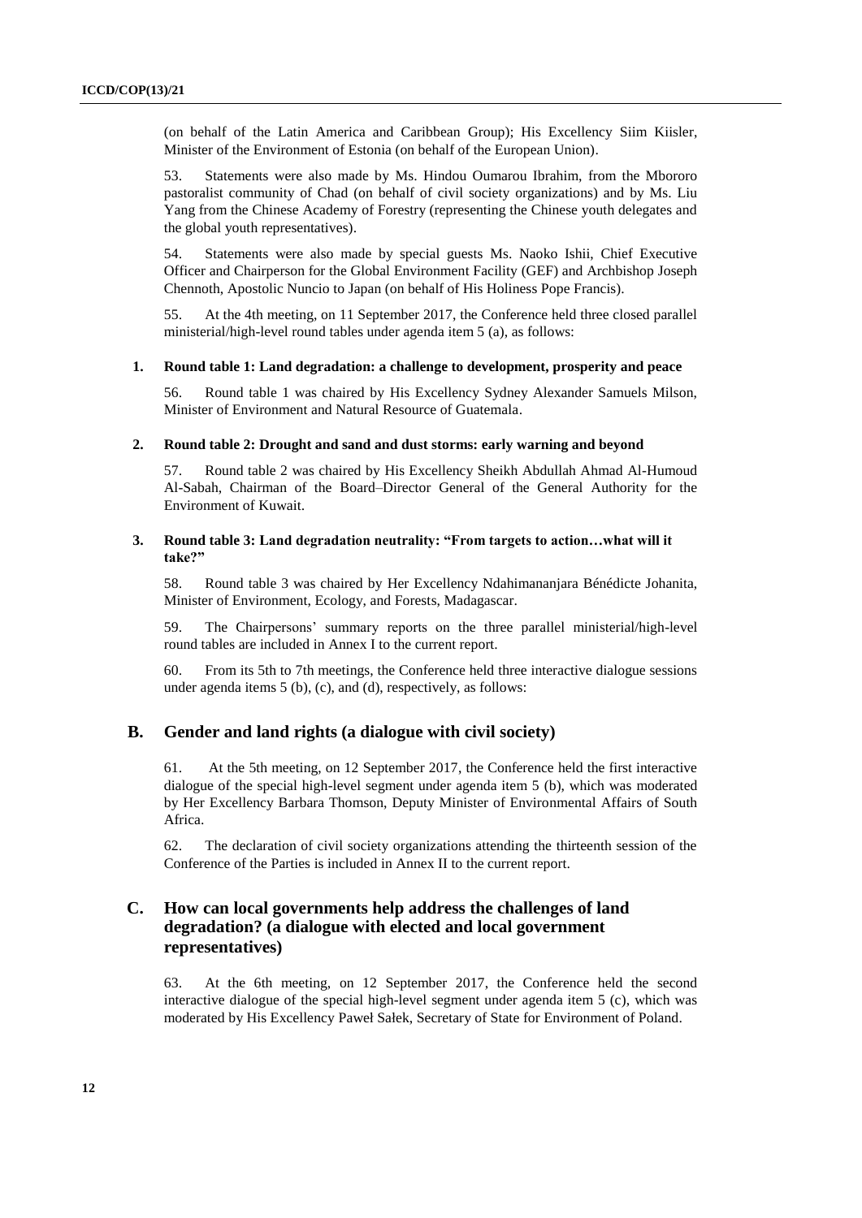(on behalf of the Latin America and Caribbean Group); His Excellency Siim Kiisler, Minister of the Environment of Estonia (on behalf of the European Union).

53. Statements were also made by Ms. Hindou Oumarou Ibrahim, from the Mbororo pastoralist community of Chad (on behalf of civil society organizations) and by Ms. Liu Yang from the Chinese Academy of Forestry (representing the Chinese youth delegates and the global youth representatives).

54. Statements were also made by special guests Ms. Naoko Ishii, Chief Executive Officer and Chairperson for the Global Environment Facility (GEF) and Archbishop Joseph Chennoth, Apostolic Nuncio to Japan (on behalf of His Holiness Pope Francis).

55. At the 4th meeting, on 11 September 2017, the Conference held three closed parallel ministerial/high-level round tables under agenda item 5 (a), as follows:

### 1. Round table 1: Land degradation: a challenge to development, prosperity and peace

56. Round table 1 was chaired by His Excellency Sydney Alexander Samuels Milson, Minister of Environment and Natural Resource of Guatemala.

### 2. Round table 2: Drought and sand and dust storms: early warning and beyond

57. Round table 2 was chaired by His Excellency Sheikh Abdullah Ahmad Al-Humoud Al-Sabah, Chairman of the Board–Director General of the General Authority for the Environment of Kuwait.

### 3. Round table 3: Land degradation neutrality: "From targets to action…what will it take?"

58. Round table 3 was chaired by Her Excellency Ndahimananjara Bénédicte Johanita, Minister of Environment, Ecology, and Forests, Madagascar.

59. The Chairpersons' summary reports on the three parallel ministerial/high-level round tables are included in Annex I to the current report.

60. From its 5th to 7th meetings, the Conference held three interactive dialogue sessions under agenda items 5 (b), (c), and (d), respectively, as follows:

## B. Gender and land rights (a dialogue with civil society)

61. At the 5th meeting, on 12 September 2017, the Conference held the first interactive dialogue of the special high-level segment under agenda item 5 (b), which was moderated by Her Excellency Barbara Thomson, Deputy Minister of Environmental Affairs of South Africa.

62. The declaration of civil society organizations attending the thirteenth session of the Conference of the Parties is included in Annex II to the current report.

## C. How can local governments help address the challenges of land degradation? (a dialogue with elected and local government representatives)

63. At the 6th meeting, on 12 September 2017, the Conference held the second interactive dialogue of the special high-level segment under agenda item 5 (c), which was moderated by His Excellency Paweł Sałek, Secretary of State for Environment of Poland.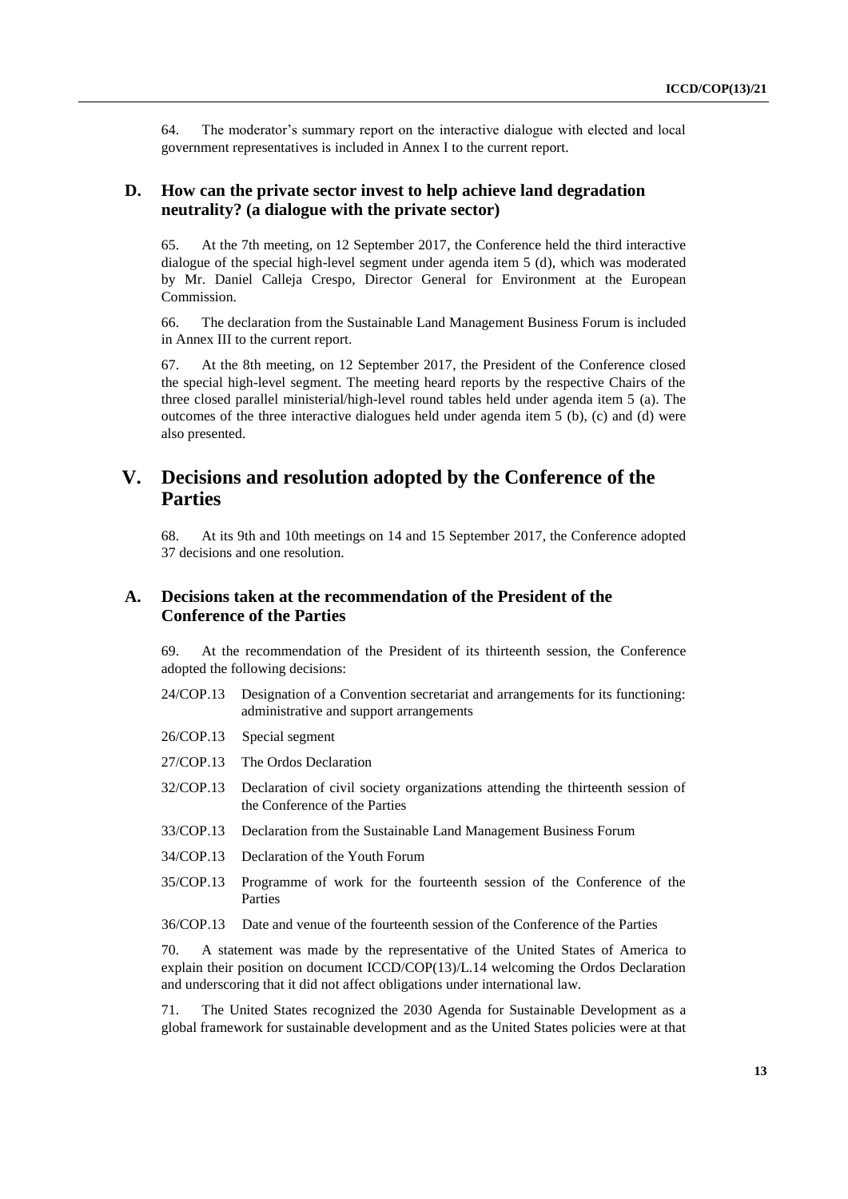64. The moderator's summary report on the interactive dialogue with elected and local government representatives is included in Annex I to the current report.

## D. How can the private sector invest to help achieve land degradation neutrality? (a dialogue with the private sector)

65. At the 7th meeting, on 12 September 2017, the Conference held the third interactive dialogue of the special high-level segment under agenda item 5 (d), which was moderated by Mr. Daniel Calleja Crespo, Director General for Environment at the European Commission.

66. The declaration from the Sustainable Land Management Business Forum is included in Annex III to the current report.

67. At the 8th meeting, on 12 September 2017, the President of the Conference closed the special high-level segment. The meeting heard reports by the respective Chairs of the three closed parallel ministerial/high-level round tables held under agenda item 5 (a). The outcomes of the three interactive dialogues held under agenda item 5 (b), (c) and (d) were also presented.

# V. Decisions and resolution adopted by the Conference of the Parties

68. At its 9th and 10th meetings on 14 and 15 September 2017, the Conference adopted 37 decisions and one resolution.

## A. Decisions taken at the recommendation of the President of the Conference of the Parties

69. At the recommendation of the President of its thirteenth session, the Conference adopted the following decisions:

- 24/COP.13 Designation of a Convention secretariat and arrangements for its functioning: administrative and support arrangements
- 26/COP.13 Special segment
- 27/COP.13 The Ordos Declaration
- 32/COP.13 Declaration of civil society organizations attending the thirteenth session of the Conference of the Parties
- 33/COP.13 Declaration from the Sustainable Land Management Business Forum
- 34/COP.13 Declaration of the Youth Forum
- 35/COP.13 Programme of work for the fourteenth session of the Conference of the Parties
- 36/COP.13 Date and venue of the fourteenth session of the Conference of the Parties

70. A statement was made by the representative of the United States of America to explain their position on document ICCD/COP(13)/L.14 welcoming the Ordos Declaration and underscoring that it did not affect obligations under international law.

71. The United States recognized the 2030 Agenda for Sustainable Development as a global framework for sustainable development and as the United States policies were at that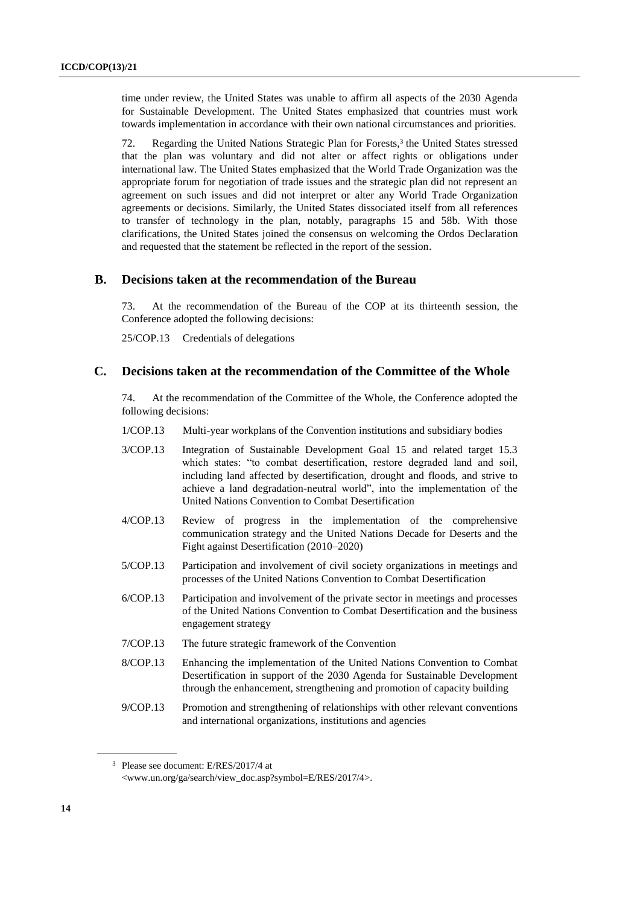time under review, the United States was unable to affirm all aspects of the 2030 Agenda for Sustainable Development. The United States emphasized that countries must work towards implementation in accordance with their own national circumstances and priorities.

72. Regarding the United Nations Strategic Plan for Forests,[3] the United States stressed that the plan was voluntary and did not alter or affect rights or obligations under international law. The United States emphasized that the World Trade Organization was the appropriate forum for negotiation of trade issues and the strategic plan did not represent an agreement on such issues and did not interpret or alter any World Trade Organization agreements or decisions. Similarly, the United States dissociated itself from all references to transfer of technology in the plan, notably, paragraphs 15 and 58b. With those clarifications, the United States joined the consensus on welcoming the Ordos Declaration and requested that the statement be reflected in the report of the session.

## B. Decisions taken at the recommendation of the Bureau

73. At the recommendation of the Bureau of the COP at its thirteenth session, the Conference adopted the following decisions:

25/COP.13 Credentials of delegations

## C. Decisions taken at the recommendation of the Committee of the Whole

74. At the recommendation of the Committee of the Whole, the Conference adopted the following decisions:

1/COP.13 Multi-year workplans of the Convention institutions and subsidiary bodies

3/COP.13 Integration of Sustainable Development Goal 15 and related target 15.3 which states: "to combat desertification, restore degraded land and soil, including land affected by desertification, drought and floods, and strive to achieve a land degradation-neutral world", into the implementation of the United Nations Convention to Combat Desertification

4/COP.13 Review of progress in the implementation of the comprehensive communication strategy and the United Nations Decade for Deserts and the Fight against Desertification (2010–2020)

5/COP.13 Participation and involvement of civil society organizations in meetings and processes of the United Nations Convention to Combat Desertification

6/COP.13 Participation and involvement of the private sector in meetings and processes of the United Nations Convention to Combat Desertification and the business engagement strategy

7/COP.13 The future strategic framework of the Convention

8/COP.13 Enhancing the implementation of the United Nations Convention to Combat Desertification in support of the 2030 Agenda for Sustainable Development through the enhancement, strengthening and promotion of capacity building

9/COP.13 Promotion and strengthening of relationships with other relevant conventions and international organizations, institutions and agencies

[3] Please see document: E/RES/2017/4 at <www.un.org/ga/search/view_doc.asp?symbol=E/RES/2017/4>.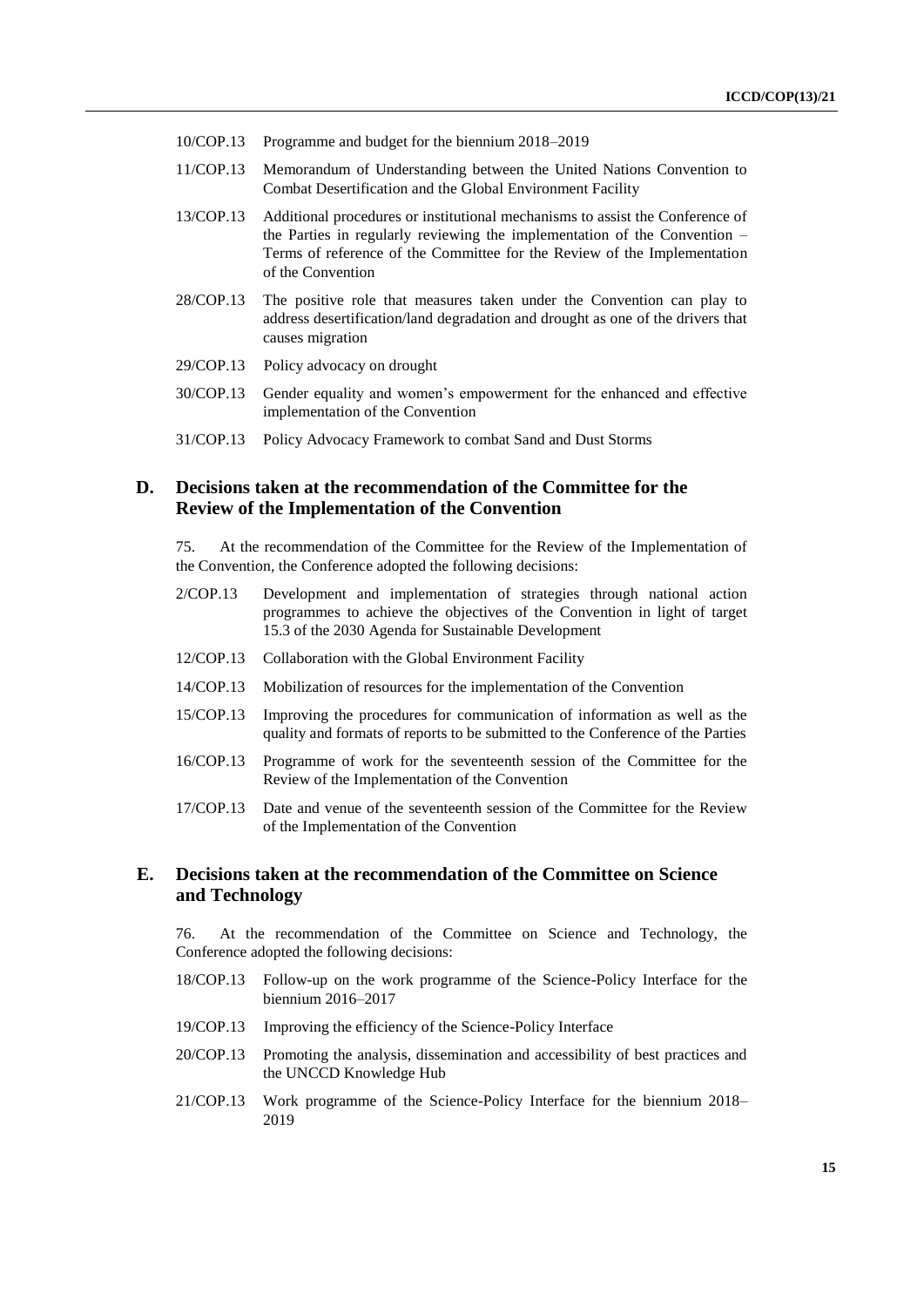10/COP.13 Programme and budget for the biennium 2018–2019

11/COP.13 Memorandum of Understanding between the United Nations Convention to Combat Desertification and the Global Environment Facility

13/COP.13 Additional procedures or institutional mechanisms to assist the Conference of the Parties in regularly reviewing the implementation of the Convention – Terms of reference of the Committee for the Review of the Implementation of the Convention

28/COP.13 The positive role that measures taken under the Convention can play to address desertification/land degradation and drought as one of the drivers that causes migration

29/COP.13 Policy advocacy on drought

30/COP.13 Gender equality and women's empowerment for the enhanced and effective implementation of the Convention

31/COP.13 Policy Advocacy Framework to combat Sand and Dust Storms

## D. Decisions taken at the recommendation of the Committee for the Review of the Implementation of the Convention

75. At the recommendation of the Committee for the Review of the Implementation of the Convention, the Conference adopted the following decisions:

2/COP.13 Development and implementation of strategies through national action programmes to achieve the objectives of the Convention in light of target 15.3 of the 2030 Agenda for Sustainable Development

12/COP.13 Collaboration with the Global Environment Facility

14/COP.13 Mobilization of resources for the implementation of the Convention

15/COP.13 Improving the procedures for communication of information as well as the quality and formats of reports to be submitted to the Conference of the Parties

16/COP.13 Programme of work for the seventeenth session of the Committee for the Review of the Implementation of the Convention

17/COP.13 Date and venue of the seventeenth session of the Committee for the Review of the Implementation of the Convention

## E. Decisions taken at the recommendation of the Committee on Science and Technology

76. At the recommendation of the Committee on Science and Technology, the Conference adopted the following decisions:

18/COP.13 Follow-up on the work programme of the Science-Policy Interface for the biennium 2016–2017

19/COP.13 Improving the efficiency of the Science-Policy Interface

20/COP.13 Promoting the analysis, dissemination and accessibility of best practices and the UNCCD Knowledge Hub

21/COP.13 Work programme of the Science-Policy Interface for the biennium 2018–2019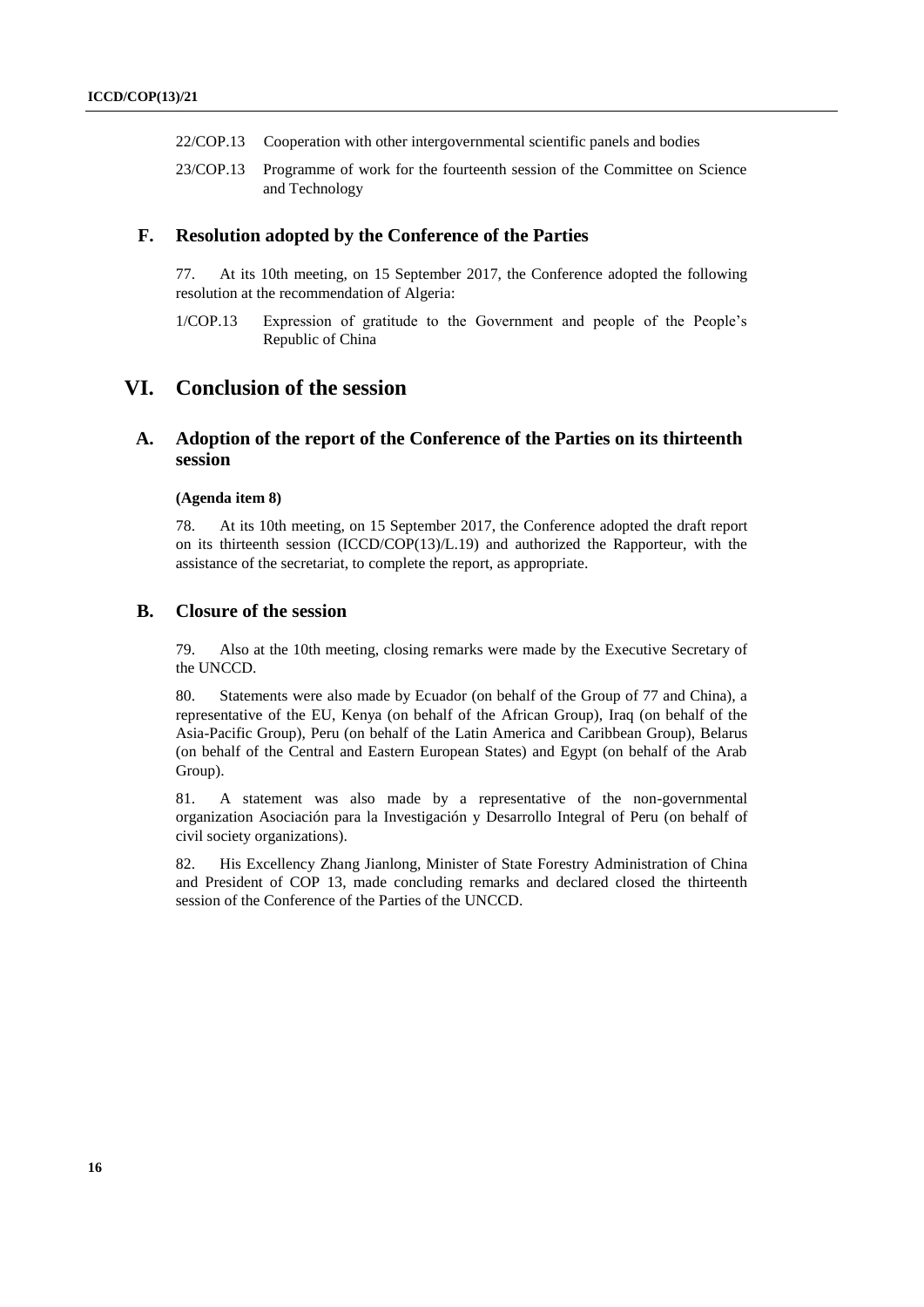22/COP.13 Cooperation with other intergovernmental scientific panels and bodies

23/COP.13 Programme of work for the fourteenth session of the Committee on Science and Technology

## F. Resolution adopted by the Conference of the Parties

77. At its 10th meeting, on 15 September 2017, the Conference adopted the following resolution at the recommendation of Algeria:

1/COP.13 Expression of gratitude to the Government and people of the People's Republic of China

# VI. Conclusion of the session

## A. Adoption of the report of the Conference of the Parties on its thirteenth session

**(Agenda item 8)**

78. At its 10th meeting, on 15 September 2017, the Conference adopted the draft report on its thirteenth session (ICCD/COP(13)/L.19) and authorized the Rapporteur, with the assistance of the secretariat, to complete the report, as appropriate.

## B. Closure of the session

79. Also at the 10th meeting, closing remarks were made by the Executive Secretary of the UNCCD.

80. Statements were also made by Ecuador (on behalf of the Group of 77 and China), a representative of the EU, Kenya (on behalf of the African Group), Iraq (on behalf of the Asia-Pacific Group), Peru (on behalf of the Latin America and Caribbean Group), Belarus (on behalf of the Central and Eastern European States) and Egypt (on behalf of the Arab Group).

81. A statement was also made by a representative of the non-governmental organization Asociación para la Investigación y Desarrollo Integral of Peru (on behalf of civil society organizations).

82. His Excellency Zhang Jianlong, Minister of State Forestry Administration of China and President of COP 13, made concluding remarks and declared closed the thirteenth session of the Conference of the Parties of the UNCCD.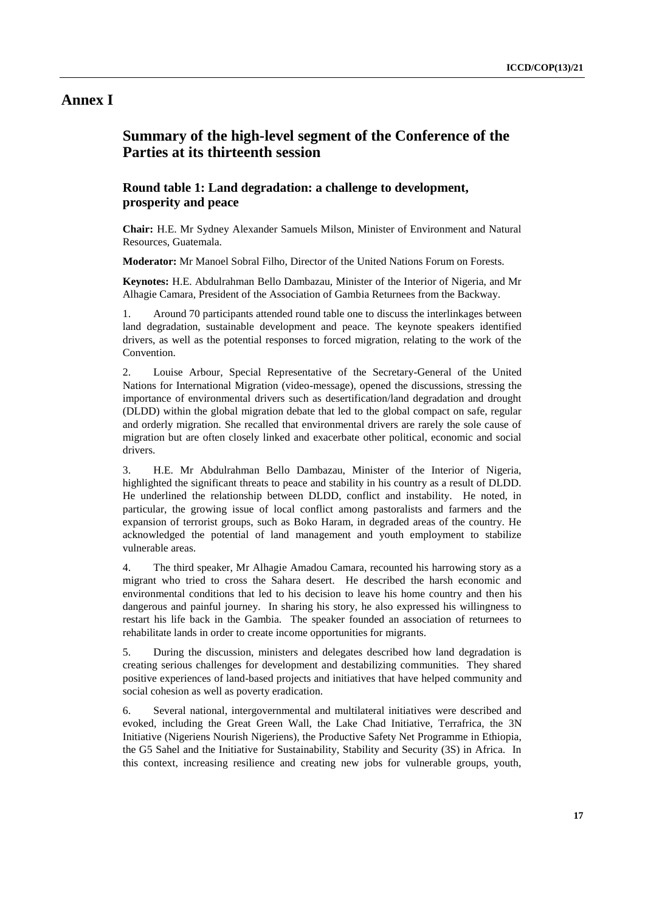# Annex I

## Summary of the high-level segment of the Conference of the Parties at its thirteenth session

### Round table 1: Land degradation: a challenge to development, prosperity and peace

**Chair:** H.E. Mr Sydney Alexander Samuels Milson, Minister of Environment and Natural Resources, Guatemala.

**Moderator:** Mr Manoel Sobral Filho, Director of the United Nations Forum on Forests.

**Keynotes:** H.E. Abdulrahman Bello Dambazau, Minister of the Interior of Nigeria, and Mr Alhagie Camara, President of the Association of Gambia Returnees from the Backway.

1. Around 70 participants attended round table one to discuss the interlinkages between land degradation, sustainable development and peace. The keynote speakers identified drivers, as well as the potential responses to forced migration, relating to the work of the Convention.

2. Louise Arbour, Special Representative of the Secretary-General of the United Nations for International Migration (video-message), opened the discussions, stressing the importance of environmental drivers such as desertification/land degradation and drought (DLDD) within the global migration debate that led to the global compact on safe, regular and orderly migration. She recalled that environmental drivers are rarely the sole cause of migration but are often closely linked and exacerbate other political, economic and social drivers.

3. H.E. Mr Abdulrahman Bello Dambazau, Minister of the Interior of Nigeria, highlighted the significant threats to peace and stability in his country as a result of DLDD. He underlined the relationship between DLDD, conflict and instability. He noted, in particular, the growing issue of local conflict among pastoralists and farmers and the expansion of terrorist groups, such as Boko Haram, in degraded areas of the country. He acknowledged the potential of land management and youth employment to stabilize vulnerable areas.

4. The third speaker, Mr Alhagie Amadou Camara, recounted his harrowing story as a migrant who tried to cross the Sahara desert. He described the harsh economic and environmental conditions that led to his decision to leave his home country and then his dangerous and painful journey. In sharing his story, he also expressed his willingness to restart his life back in the Gambia. The speaker founded an association of returnees to rehabilitate lands in order to create income opportunities for migrants.

5. During the discussion, ministers and delegates described how land degradation is creating serious challenges for development and destabilizing communities. They shared positive experiences of land-based projects and initiatives that have helped community and social cohesion as well as poverty eradication.

6. Several national, intergovernmental and multilateral initiatives were described and evoked, including the Great Green Wall, the Lake Chad Initiative, Terrafrica, the 3N Initiative (Nigeriens Nourish Nigeriens), the Productive Safety Net Programme in Ethiopia, the G5 Sahel and the Initiative for Sustainability, Stability and Security (3S) in Africa. In this context, increasing resilience and creating new jobs for vulnerable groups, youth,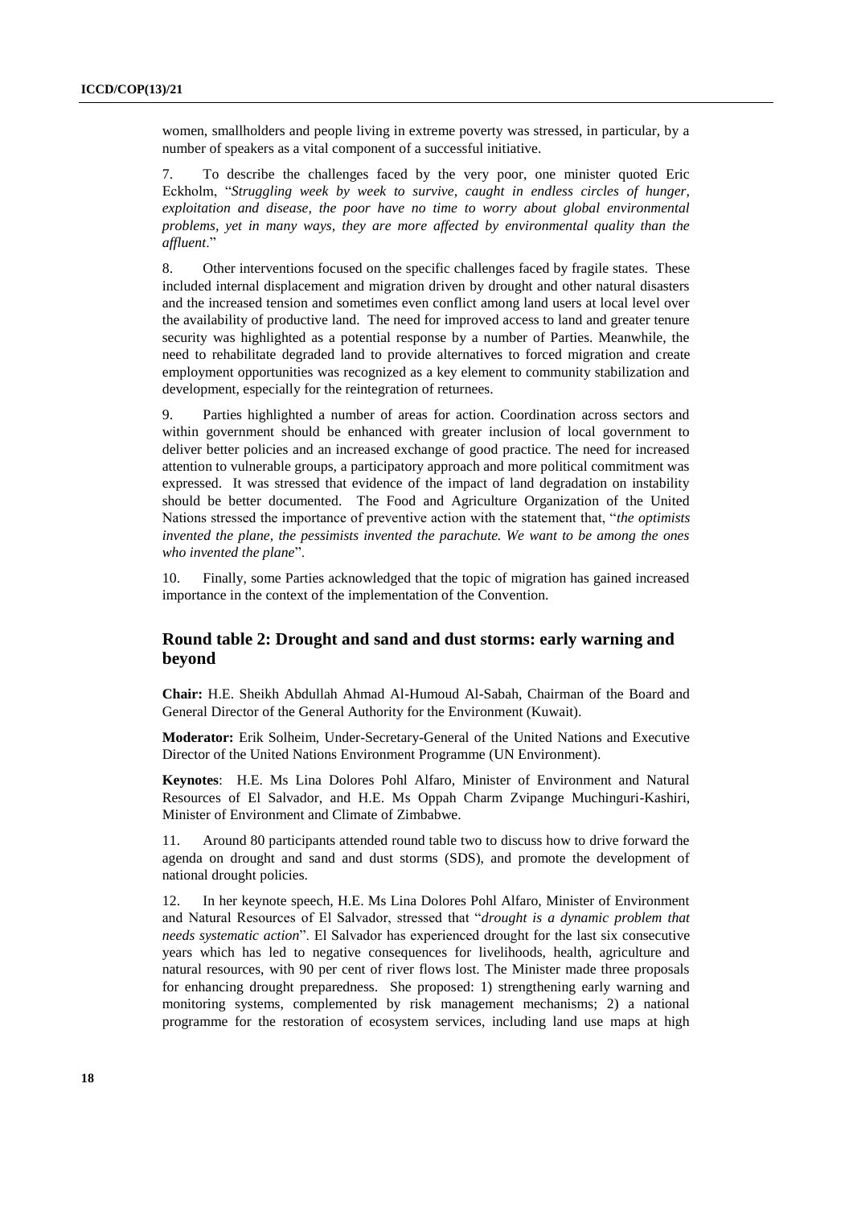women, smallholders and people living in extreme poverty was stressed, in particular, by a number of speakers as a vital component of a successful initiative.

7. To describe the challenges faced by the very poor, one minister quoted Eric Eckholm, "*Struggling week by week to survive, caught in endless circles of hunger, exploitation and disease, the poor have no time to worry about global environmental problems, yet in many ways, they are more affected by environmental quality than the affluent*."

8. Other interventions focused on the specific challenges faced by fragile states. These included internal displacement and migration driven by drought and other natural disasters and the increased tension and sometimes even conflict among land users at local level over the availability of productive land. The need for improved access to land and greater tenure security was highlighted as a potential response by a number of Parties. Meanwhile, the need to rehabilitate degraded land to provide alternatives to forced migration and create employment opportunities was recognized as a key element to community stabilization and development, especially for the reintegration of returnees.

9. Parties highlighted a number of areas for action. Coordination across sectors and within government should be enhanced with greater inclusion of local government to deliver better policies and an increased exchange of good practice. The need for increased attention to vulnerable groups, a participatory approach and more political commitment was expressed. It was stressed that evidence of the impact of land degradation on instability should be better documented. The Food and Agriculture Organization of the United Nations stressed the importance of preventive action with the statement that, "*the optimists invented the plane, the pessimists invented the parachute. We want to be among the ones who invented the plane*".

10. Finally, some Parties acknowledged that the topic of migration has gained increased importance in the context of the implementation of the Convention.

## Round table 2: Drought and sand and dust storms: early warning and beyond

**Chair:** H.E. Sheikh Abdullah Ahmad Al-Humoud Al-Sabah, Chairman of the Board and General Director of the General Authority for the Environment (Kuwait).

**Moderator:** Erik Solheim, Under-Secretary-General of the United Nations and Executive Director of the United Nations Environment Programme (UN Environment).

**Keynotes**: H.E. Ms Lina Dolores Pohl Alfaro, Minister of Environment and Natural Resources of El Salvador, and H.E. Ms Oppah Charm Zvipange Muchinguri-Kashiri, Minister of Environment and Climate of Zimbabwe.

11. Around 80 participants attended round table two to discuss how to drive forward the agenda on drought and sand and dust storms (SDS), and promote the development of national drought policies.

12. In her keynote speech, H.E. Ms Lina Dolores Pohl Alfaro, Minister of Environment and Natural Resources of El Salvador, stressed that "*drought is a dynamic problem that needs systematic action*". El Salvador has experienced drought for the last six consecutive years which has led to negative consequences for livelihoods, health, agriculture and natural resources, with 90 per cent of river flows lost. The Minister made three proposals for enhancing drought preparedness. She proposed: 1) strengthening early warning and monitoring systems, complemented by risk management mechanisms; 2) a national programme for the restoration of ecosystem services, including land use maps at high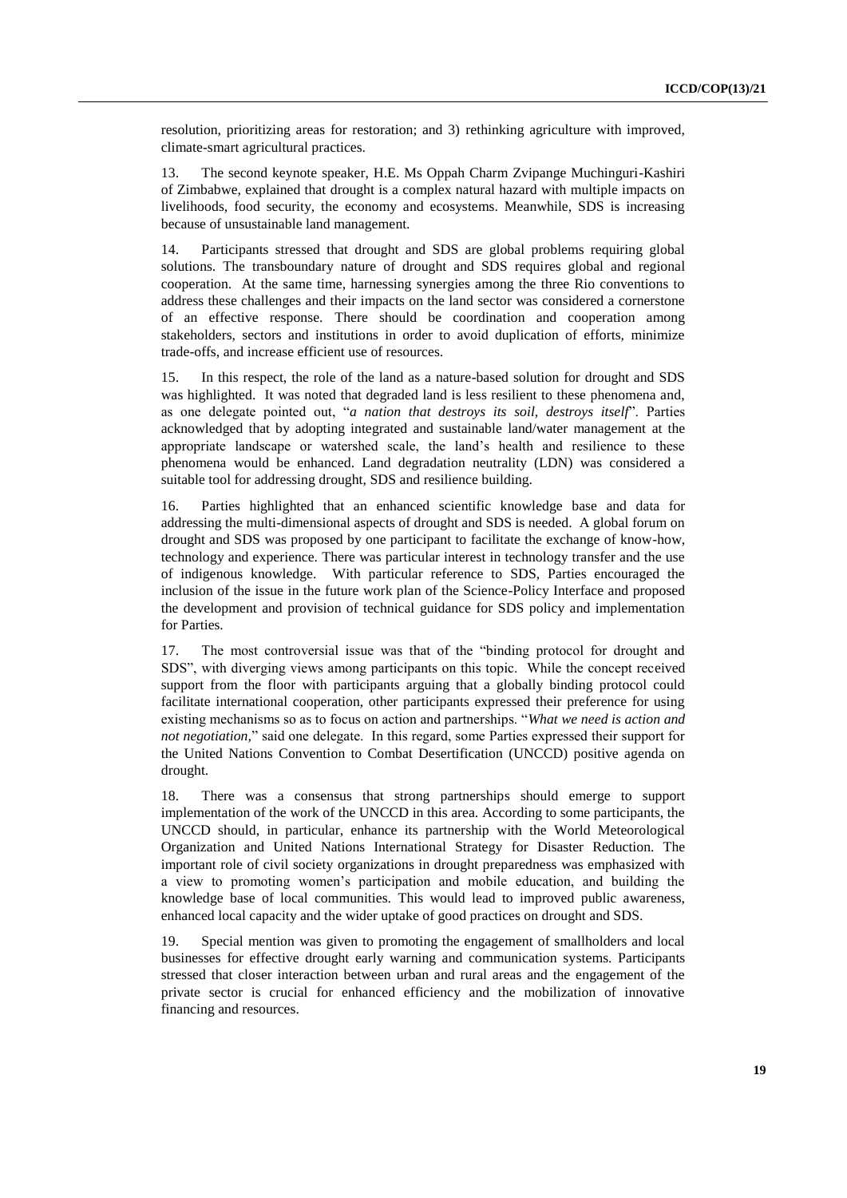resolution, prioritizing areas for restoration; and 3) rethinking agriculture with improved, climate-smart agricultural practices.

13. The second keynote speaker, H.E. Ms Oppah Charm Zvipange Muchinguri-Kashiri of Zimbabwe, explained that drought is a complex natural hazard with multiple impacts on livelihoods, food security, the economy and ecosystems. Meanwhile, SDS is increasing because of unsustainable land management.

14. Participants stressed that drought and SDS are global problems requiring global solutions. The transboundary nature of drought and SDS requires global and regional cooperation. At the same time, harnessing synergies among the three Rio conventions to address these challenges and their impacts on the land sector was considered a cornerstone of an effective response. There should be coordination and cooperation among stakeholders, sectors and institutions in order to avoid duplication of efforts, minimize trade-offs, and increase efficient use of resources.

15. In this respect, the role of the land as a nature-based solution for drought and SDS was highlighted. It was noted that degraded land is less resilient to these phenomena and, as one delegate pointed out, "*a nation that destroys its soil, destroys itself*". Parties acknowledged that by adopting integrated and sustainable land/water management at the appropriate landscape or watershed scale, the land's health and resilience to these phenomena would be enhanced. Land degradation neutrality (LDN) was considered a suitable tool for addressing drought, SDS and resilience building.

16. Parties highlighted that an enhanced scientific knowledge base and data for addressing the multi-dimensional aspects of drought and SDS is needed. A global forum on drought and SDS was proposed by one participant to facilitate the exchange of know-how, technology and experience. There was particular interest in technology transfer and the use of indigenous knowledge. With particular reference to SDS, Parties encouraged the inclusion of the issue in the future work plan of the Science-Policy Interface and proposed the development and provision of technical guidance for SDS policy and implementation for Parties.

17. The most controversial issue was that of the "binding protocol for drought and SDS", with diverging views among participants on this topic. While the concept received support from the floor with participants arguing that a globally binding protocol could facilitate international cooperation, other participants expressed their preference for using existing mechanisms so as to focus on action and partnerships. "*What we need is action and not negotiation,*" said one delegate. In this regard, some Parties expressed their support for the United Nations Convention to Combat Desertification (UNCCD) positive agenda on drought.

18. There was a consensus that strong partnerships should emerge to support implementation of the work of the UNCCD in this area. According to some participants, the UNCCD should, in particular, enhance its partnership with the World Meteorological Organization and United Nations International Strategy for Disaster Reduction. The important role of civil society organizations in drought preparedness was emphasized with a view to promoting women's participation and mobile education, and building the knowledge base of local communities. This would lead to improved public awareness, enhanced local capacity and the wider uptake of good practices on drought and SDS.

19. Special mention was given to promoting the engagement of smallholders and local businesses for effective drought early warning and communication systems. Participants stressed that closer interaction between urban and rural areas and the engagement of the private sector is crucial for enhanced efficiency and the mobilization of innovative financing and resources.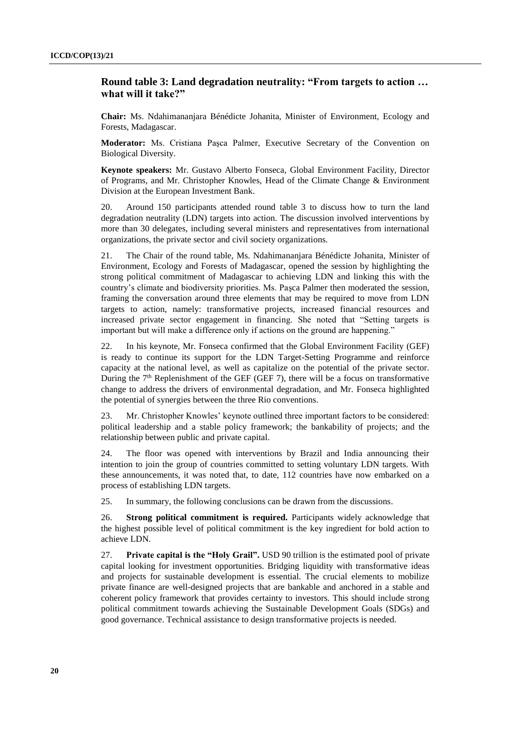## Round table 3: Land degradation neutrality: "From targets to action … what will it take?"

**Chair:** Ms. Ndahimananjara Bénédicte Johanita, Minister of Environment, Ecology and Forests, Madagascar.

**Moderator:** Ms. Cristiana Paşca Palmer, Executive Secretary of the Convention on Biological Diversity.

**Keynote speakers:** Mr. Gustavo Alberto Fonseca, Global Environment Facility, Director of Programs, and Mr. Christopher Knowles, Head of the Climate Change & Environment Division at the European Investment Bank.

20. Around 150 participants attended round table 3 to discuss how to turn the land degradation neutrality (LDN) targets into action. The discussion involved interventions by more than 30 delegates, including several ministers and representatives from international organizations, the private sector and civil society organizations.

21. The Chair of the round table, Ms. Ndahimananjara Bénédicte Johanita, Minister of Environment, Ecology and Forests of Madagascar, opened the session by highlighting the strong political commitment of Madagascar to achieving LDN and linking this with the country's climate and biodiversity priorities. Ms. Paşca Palmer then moderated the session, framing the conversation around three elements that may be required to move from LDN targets to action, namely: transformative projects, increased financial resources and increased private sector engagement in financing. She noted that "Setting targets is important but will make a difference only if actions on the ground are happening."

22. In his keynote, Mr. Fonseca confirmed that the Global Environment Facility (GEF) is ready to continue its support for the LDN Target-Setting Programme and reinforce capacity at the national level, as well as capitalize on the potential of the private sector. During the 7th Replenishment of the GEF (GEF 7), there will be a focus on transformative change to address the drivers of environmental degradation, and Mr. Fonseca highlighted the potential of synergies between the three Rio conventions.

23. Mr. Christopher Knowles' keynote outlined three important factors to be considered: political leadership and a stable policy framework; the bankability of projects; and the relationship between public and private capital.

24. The floor was opened with interventions by Brazil and India announcing their intention to join the group of countries committed to setting voluntary LDN targets. With these announcements, it was noted that, to date, 112 countries have now embarked on a process of establishing LDN targets.

25. In summary, the following conclusions can be drawn from the discussions.

26. **Strong political commitment is required.** Participants widely acknowledge that the highest possible level of political commitment is the key ingredient for bold action to achieve LDN.

27. **Private capital is the "Holy Grail".** USD 90 trillion is the estimated pool of private capital looking for investment opportunities. Bridging liquidity with transformative ideas and projects for sustainable development is essential. The crucial elements to mobilize private finance are well-designed projects that are bankable and anchored in a stable and coherent policy framework that provides certainty to investors. This should include strong political commitment towards achieving the Sustainable Development Goals (SDGs) and good governance. Technical assistance to design transformative projects is needed.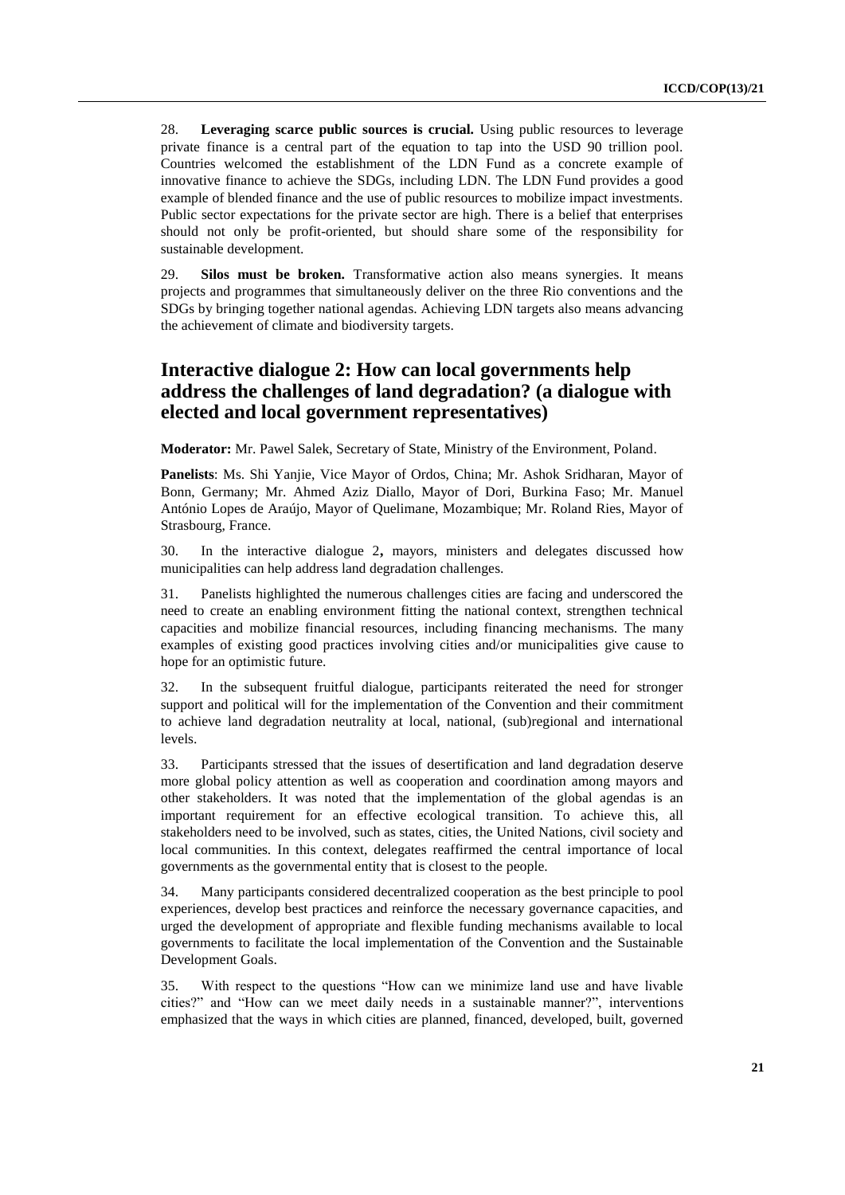28. **Leveraging scarce public sources is crucial.** Using public resources to leverage private finance is a central part of the equation to tap into the USD 90 trillion pool. Countries welcomed the establishment of the LDN Fund as a concrete example of innovative finance to achieve the SDGs, including LDN. The LDN Fund provides a good example of blended finance and the use of public resources to mobilize impact investments. Public sector expectations for the private sector are high. There is a belief that enterprises should not only be profit-oriented, but should share some of the responsibility for sustainable development.

29. **Silos must be broken.** Transformative action also means synergies. It means projects and programmes that simultaneously deliver on the three Rio conventions and the SDGs by bringing together national agendas. Achieving LDN targets also means advancing the achievement of climate and biodiversity targets.

## Interactive dialogue 2: How can local governments help address the challenges of land degradation? (a dialogue with elected and local government representatives)

**Moderator:** Mr. Pawel Salek, Secretary of State, Ministry of the Environment, Poland.

**Panelists**: Ms. Shi Yanjie, Vice Mayor of Ordos, China; Mr. Ashok Sridharan, Mayor of Bonn, Germany; Mr. Ahmed Aziz Diallo, Mayor of Dori, Burkina Faso; Mr. Manuel António Lopes de Araújo, Mayor of Quelimane, Mozambique; Mr. Roland Ries, Mayor of Strasbourg, France.

30. In the interactive dialogue 2**,** mayors, ministers and delegates discussed how municipalities can help address land degradation challenges.

31. Panelists highlighted the numerous challenges cities are facing and underscored the need to create an enabling environment fitting the national context, strengthen technical capacities and mobilize financial resources, including financing mechanisms. The many examples of existing good practices involving cities and/or municipalities give cause to hope for an optimistic future.

32. In the subsequent fruitful dialogue, participants reiterated the need for stronger support and political will for the implementation of the Convention and their commitment to achieve land degradation neutrality at local, national, (sub)regional and international levels.

33. Participants stressed that the issues of desertification and land degradation deserve more global policy attention as well as cooperation and coordination among mayors and other stakeholders. It was noted that the implementation of the global agendas is an important requirement for an effective ecological transition. To achieve this, all stakeholders need to be involved, such as states, cities, the United Nations, civil society and local communities. In this context, delegates reaffirmed the central importance of local governments as the governmental entity that is closest to the people.

34. Many participants considered decentralized cooperation as the best principle to pool experiences, develop best practices and reinforce the necessary governance capacities, and urged the development of appropriate and flexible funding mechanisms available to local governments to facilitate the local implementation of the Convention and the Sustainable Development Goals.

35. With respect to the questions "How can we minimize land use and have livable cities?" and "How can we meet daily needs in a sustainable manner?", interventions emphasized that the ways in which cities are planned, financed, developed, built, governed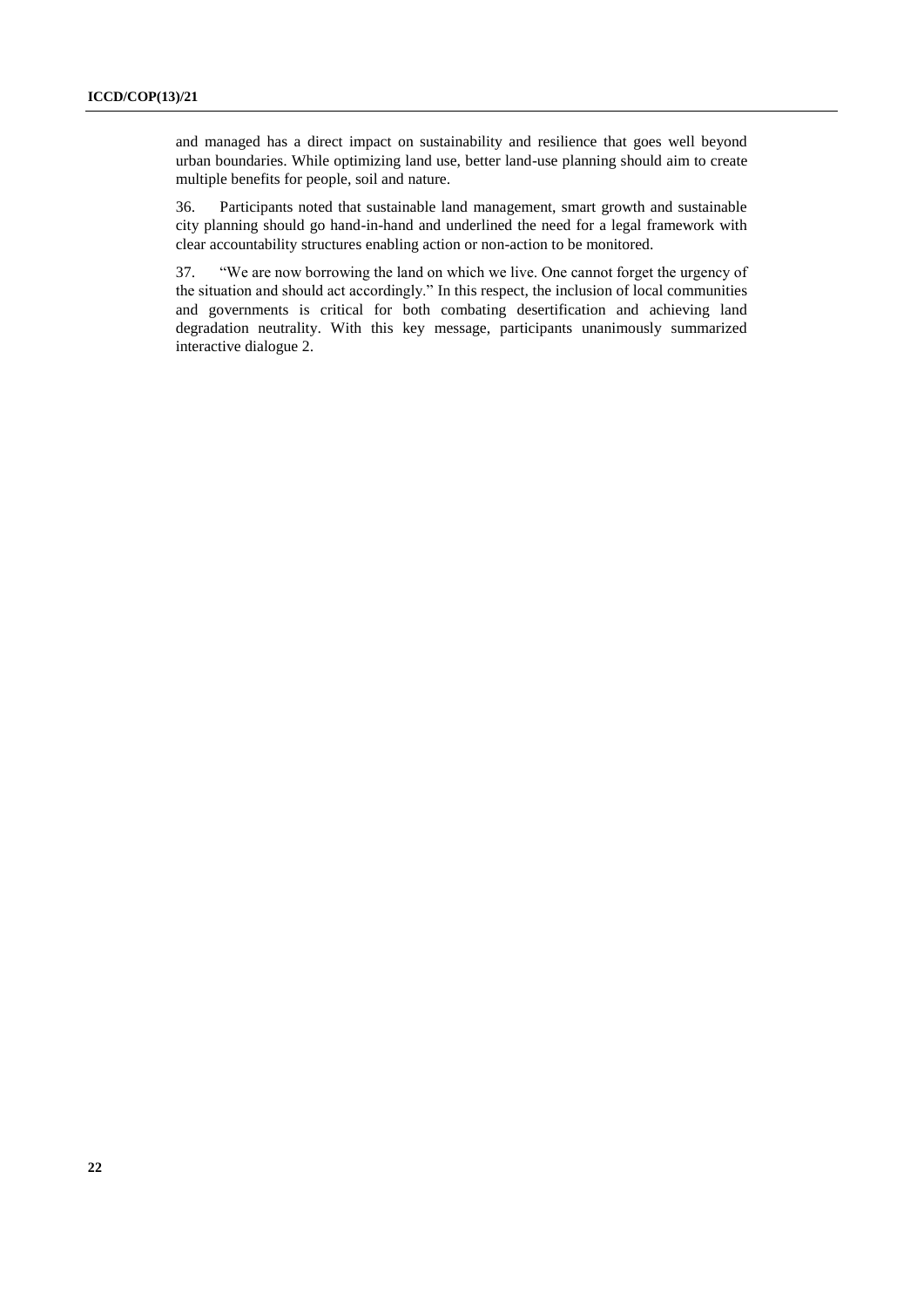and managed has a direct impact on sustainability and resilience that goes well beyond urban boundaries. While optimizing land use, better land-use planning should aim to create multiple benefits for people, soil and nature.

36. Participants noted that sustainable land management, smart growth and sustainable city planning should go hand-in-hand and underlined the need for a legal framework with clear accountability structures enabling action or non-action to be monitored.

37. "We are now borrowing the land on which we live. One cannot forget the urgency of the situation and should act accordingly." In this respect, the inclusion of local communities and governments is critical for both combating desertification and achieving land degradation neutrality. With this key message, participants unanimously summarized interactive dialogue 2.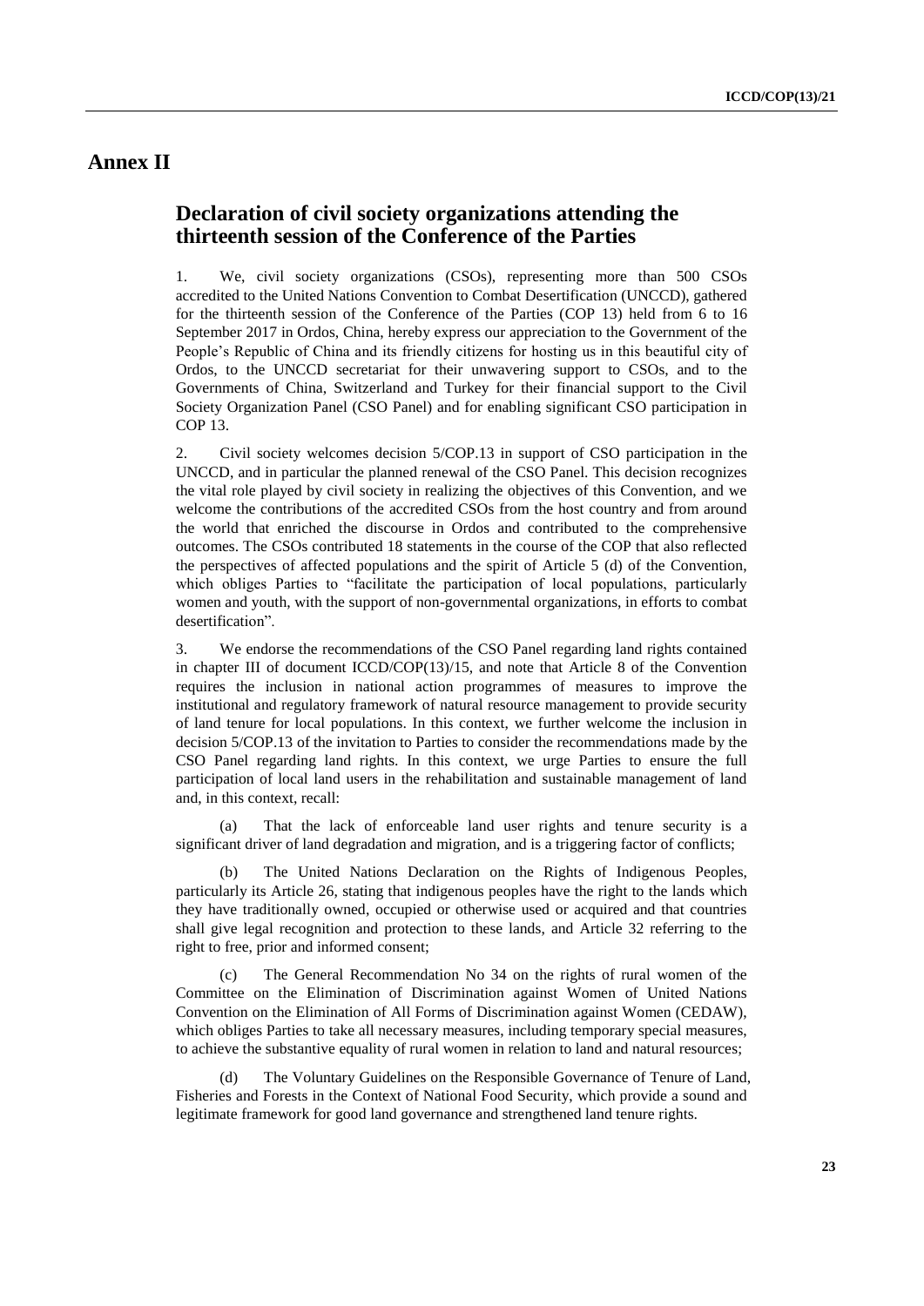# Annex II

## Declaration of civil society organizations attending the thirteenth session of the Conference of the Parties

1. We, civil society organizations (CSOs), representing more than 500 CSOs accredited to the United Nations Convention to Combat Desertification (UNCCD), gathered for the thirteenth session of the Conference of the Parties (COP 13) held from 6 to 16 September 2017 in Ordos, China, hereby express our appreciation to the Government of the People's Republic of China and its friendly citizens for hosting us in this beautiful city of Ordos, to the UNCCD secretariat for their unwavering support to CSOs, and to the Governments of China, Switzerland and Turkey for their financial support to the Civil Society Organization Panel (CSO Panel) and for enabling significant CSO participation in COP 13.

2. Civil society welcomes decision 5/COP.13 in support of CSO participation in the UNCCD, and in particular the planned renewal of the CSO Panel. This decision recognizes the vital role played by civil society in realizing the objectives of this Convention, and we welcome the contributions of the accredited CSOs from the host country and from around the world that enriched the discourse in Ordos and contributed to the comprehensive outcomes. The CSOs contributed 18 statements in the course of the COP that also reflected the perspectives of affected populations and the spirit of Article 5 (d) of the Convention, which obliges Parties to "facilitate the participation of local populations, particularly women and youth, with the support of non-governmental organizations, in efforts to combat desertification".

3. We endorse the recommendations of the CSO Panel regarding land rights contained in chapter III of document ICCD/COP(13)/15, and note that Article 8 of the Convention requires the inclusion in national action programmes of measures to improve the institutional and regulatory framework of natural resource management to provide security of land tenure for local populations. In this context, we further welcome the inclusion in decision 5/COP.13 of the invitation to Parties to consider the recommendations made by the CSO Panel regarding land rights. In this context, we urge Parties to ensure the full participation of local land users in the rehabilitation and sustainable management of land and, in this context, recall:

(a) That the lack of enforceable land user rights and tenure security is a significant driver of land degradation and migration, and is a triggering factor of conflicts;

(b) The United Nations Declaration on the Rights of Indigenous Peoples, particularly its Article 26, stating that indigenous peoples have the right to the lands which they have traditionally owned, occupied or otherwise used or acquired and that countries shall give legal recognition and protection to these lands, and Article 32 referring to the right to free, prior and informed consent;

(c) The General Recommendation No 34 on the rights of rural women of the Committee on the Elimination of Discrimination against Women of United Nations Convention on the Elimination of All Forms of Discrimination against Women (CEDAW), which obliges Parties to take all necessary measures, including temporary special measures, to achieve the substantive equality of rural women in relation to land and natural resources;

(d) The Voluntary Guidelines on the Responsible Governance of Tenure of Land, Fisheries and Forests in the Context of National Food Security, which provide a sound and legitimate framework for good land governance and strengthened land tenure rights.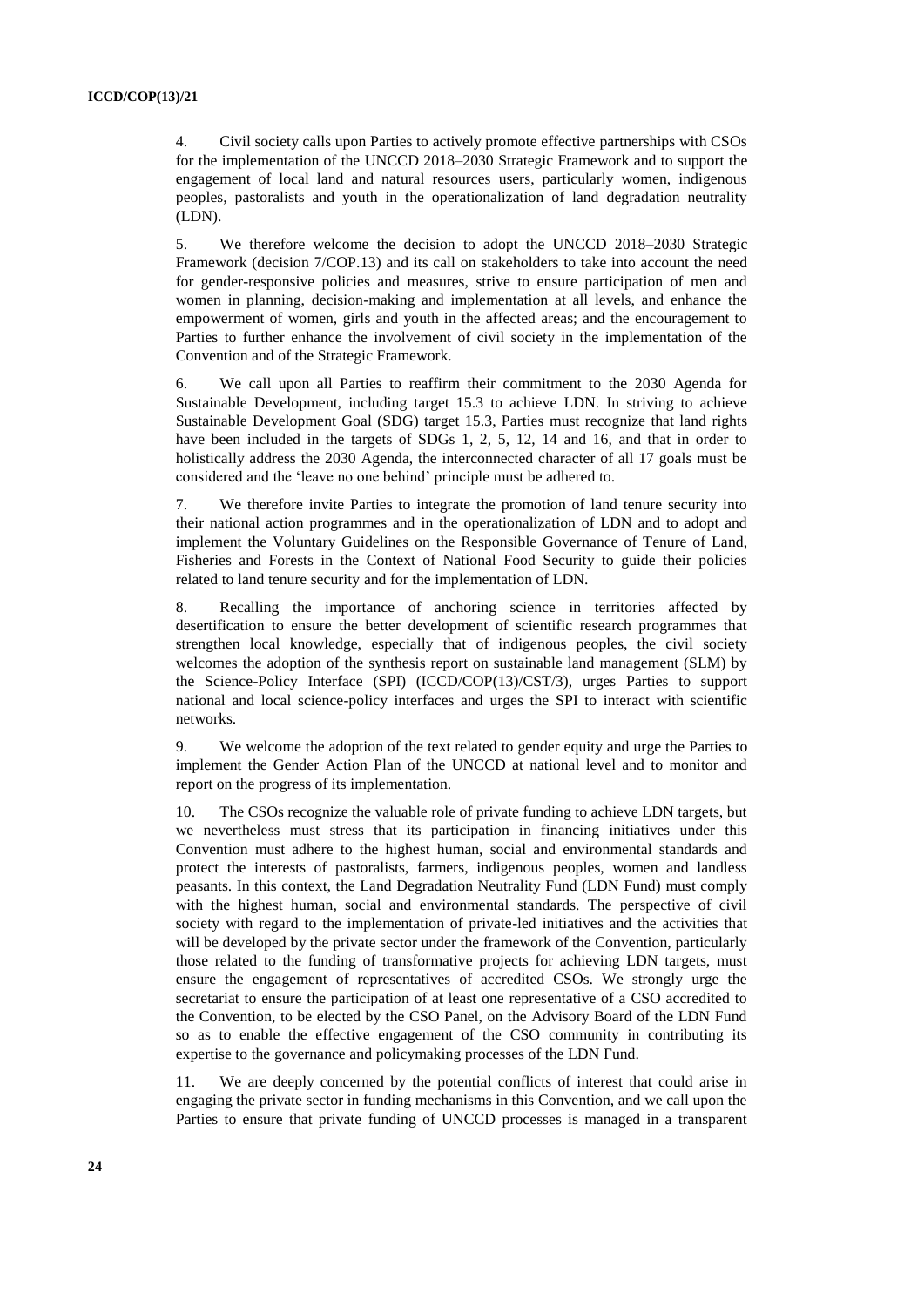4. Civil society calls upon Parties to actively promote effective partnerships with CSOs for the implementation of the UNCCD 2018–2030 Strategic Framework and to support the engagement of local land and natural resources users, particularly women, indigenous peoples, pastoralists and youth in the operationalization of land degradation neutrality (LDN).

5. We therefore welcome the decision to adopt the UNCCD 2018–2030 Strategic Framework (decision 7/COP.13) and its call on stakeholders to take into account the need for gender-responsive policies and measures, strive to ensure participation of men and women in planning, decision-making and implementation at all levels, and enhance the empowerment of women, girls and youth in the affected areas; and the encouragement to Parties to further enhance the involvement of civil society in the implementation of the Convention and of the Strategic Framework.

6. We call upon all Parties to reaffirm their commitment to the 2030 Agenda for Sustainable Development, including target 15.3 to achieve LDN. In striving to achieve Sustainable Development Goal (SDG) target 15.3, Parties must recognize that land rights have been included in the targets of SDGs 1, 2, 5, 12, 14 and 16, and that in order to holistically address the 2030 Agenda, the interconnected character of all 17 goals must be considered and the 'leave no one behind' principle must be adhered to.

7. We therefore invite Parties to integrate the promotion of land tenure security into their national action programmes and in the operationalization of LDN and to adopt and implement the Voluntary Guidelines on the Responsible Governance of Tenure of Land, Fisheries and Forests in the Context of National Food Security to guide their policies related to land tenure security and for the implementation of LDN.

8. Recalling the importance of anchoring science in territories affected by desertification to ensure the better development of scientific research programmes that strengthen local knowledge, especially that of indigenous peoples, the civil society welcomes the adoption of the synthesis report on sustainable land management (SLM) by the Science-Policy Interface (SPI) (ICCD/COP(13)/CST/3), urges Parties to support national and local science-policy interfaces and urges the SPI to interact with scientific networks.

9. We welcome the adoption of the text related to gender equity and urge the Parties to implement the Gender Action Plan of the UNCCD at national level and to monitor and report on the progress of its implementation.

10. The CSOs recognize the valuable role of private funding to achieve LDN targets, but we nevertheless must stress that its participation in financing initiatives under this Convention must adhere to the highest human, social and environmental standards and protect the interests of pastoralists, farmers, indigenous peoples, women and landless peasants. In this context, the Land Degradation Neutrality Fund (LDN Fund) must comply with the highest human, social and environmental standards. The perspective of civil society with regard to the implementation of private-led initiatives and the activities that will be developed by the private sector under the framework of the Convention, particularly those related to the funding of transformative projects for achieving LDN targets, must ensure the engagement of representatives of accredited CSOs. We strongly urge the secretariat to ensure the participation of at least one representative of a CSO accredited to the Convention, to be elected by the CSO Panel, on the Advisory Board of the LDN Fund so as to enable the effective engagement of the CSO community in contributing its expertise to the governance and policymaking processes of the LDN Fund.

11. We are deeply concerned by the potential conflicts of interest that could arise in engaging the private sector in funding mechanisms in this Convention, and we call upon the Parties to ensure that private funding of UNCCD processes is managed in a transparent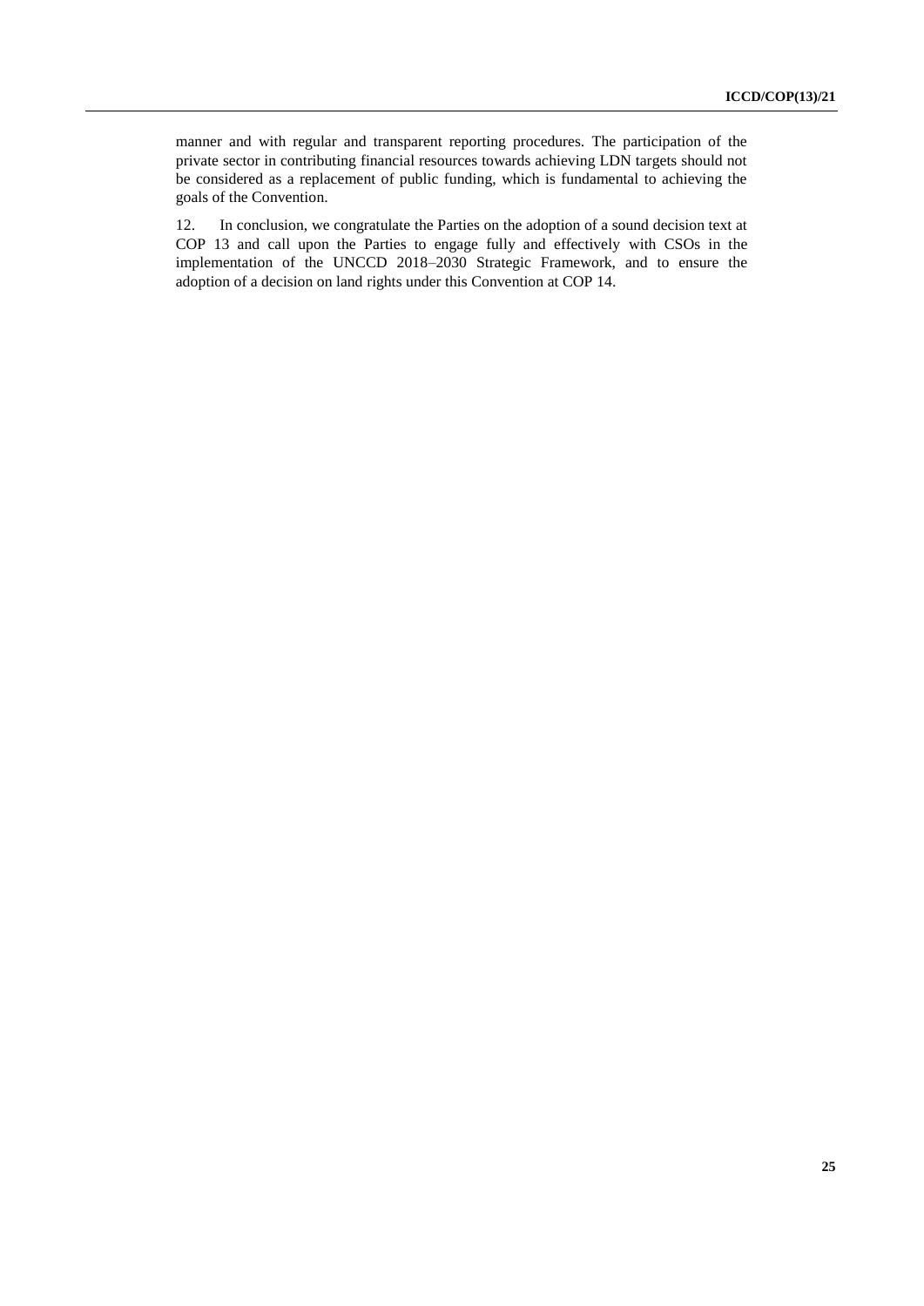manner and with regular and transparent reporting procedures. The participation of the private sector in contributing financial resources towards achieving LDN targets should not be considered as a replacement of public funding, which is fundamental to achieving the goals of the Convention.

12. In conclusion, we congratulate the Parties on the adoption of a sound decision text at COP 13 and call upon the Parties to engage fully and effectively with CSOs in the implementation of the UNCCD 2018–2030 Strategic Framework, and to ensure the adoption of a decision on land rights under this Convention at COP 14.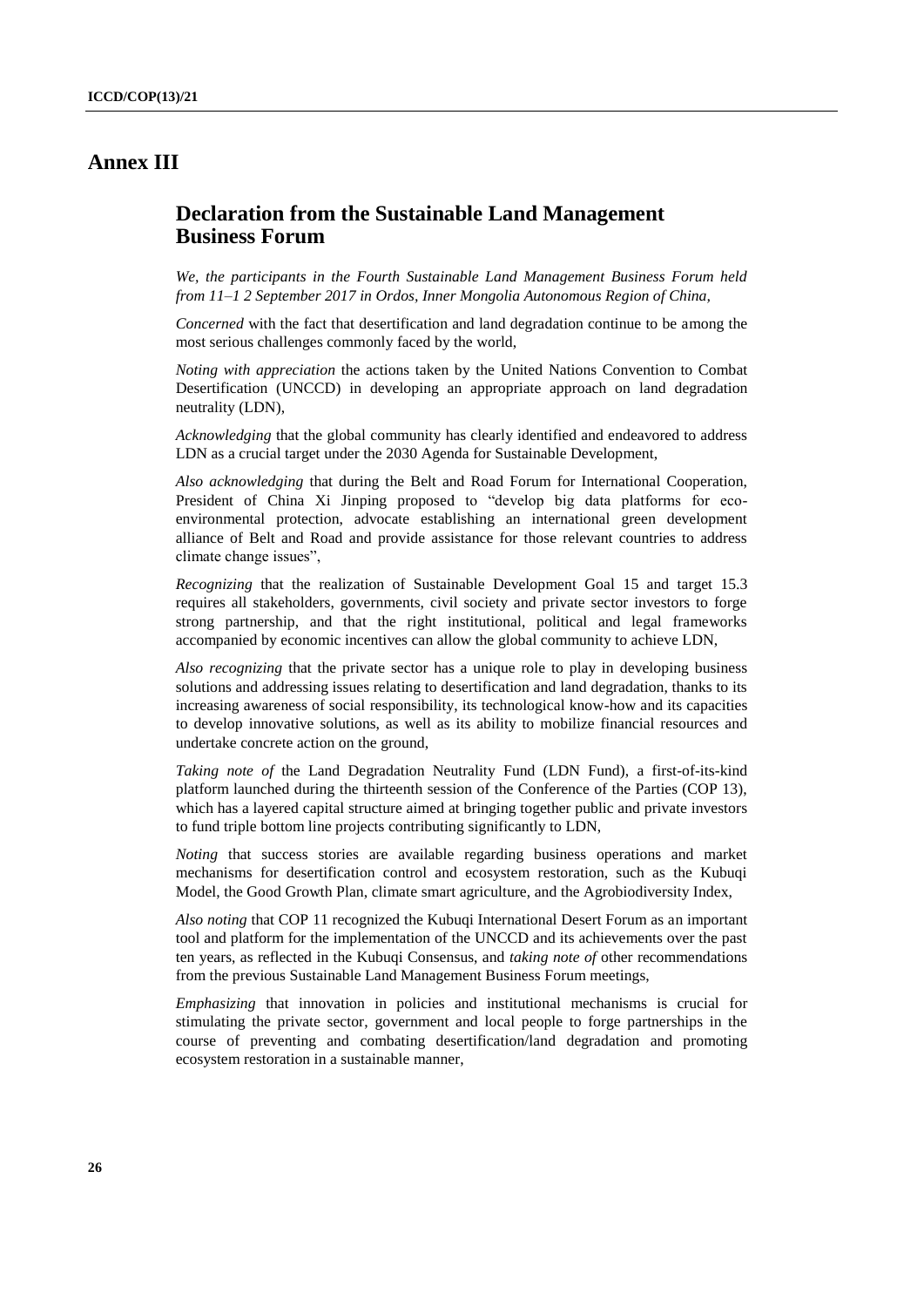# Annex III

## Declaration from the Sustainable Land Management Business Forum

*We, the participants in the Fourth Sustainable Land Management Business Forum held from 11–1 2 September 2017 in Ordos, Inner Mongolia Autonomous Region of China,*

*Concerned* with the fact that desertification and land degradation continue to be among the most serious challenges commonly faced by the world,

*Noting with appreciation* the actions taken by the United Nations Convention to Combat Desertification (UNCCD) in developing an appropriate approach on land degradation neutrality (LDN),

*Acknowledging* that the global community has clearly identified and endeavored to address LDN as a crucial target under the 2030 Agenda for Sustainable Development,

*Also acknowledging* that during the Belt and Road Forum for International Cooperation, President of China Xi Jinping proposed to "develop big data platforms for eco-environmental protection, advocate establishing an international green development alliance of Belt and Road and provide assistance for those relevant countries to address climate change issues",

*Recognizing* that the realization of Sustainable Development Goal 15 and target 15.3 requires all stakeholders, governments, civil society and private sector investors to forge strong partnership, and that the right institutional, political and legal frameworks accompanied by economic incentives can allow the global community to achieve LDN,

*Also recognizing* that the private sector has a unique role to play in developing business solutions and addressing issues relating to desertification and land degradation, thanks to its increasing awareness of social responsibility, its technological know-how and its capacities to develop innovative solutions, as well as its ability to mobilize financial resources and undertake concrete action on the ground,

*Taking note of* the Land Degradation Neutrality Fund (LDN Fund), a first-of-its-kind platform launched during the thirteenth session of the Conference of the Parties (COP 13), which has a layered capital structure aimed at bringing together public and private investors to fund triple bottom line projects contributing significantly to LDN,

*Noting* that success stories are available regarding business operations and market mechanisms for desertification control and ecosystem restoration, such as the Kubuqi Model, the Good Growth Plan, climate smart agriculture, and the Agrobiodiversity Index,

*Also noting* that COP 11 recognized the Kubuqi International Desert Forum as an important tool and platform for the implementation of the UNCCD and its achievements over the past ten years, as reflected in the Kubuqi Consensus, and *taking note of* other recommendations from the previous Sustainable Land Management Business Forum meetings,

*Emphasizing* that innovation in policies and institutional mechanisms is crucial for stimulating the private sector, government and local people to forge partnerships in the course of preventing and combating desertification/land degradation and promoting ecosystem restoration in a sustainable manner,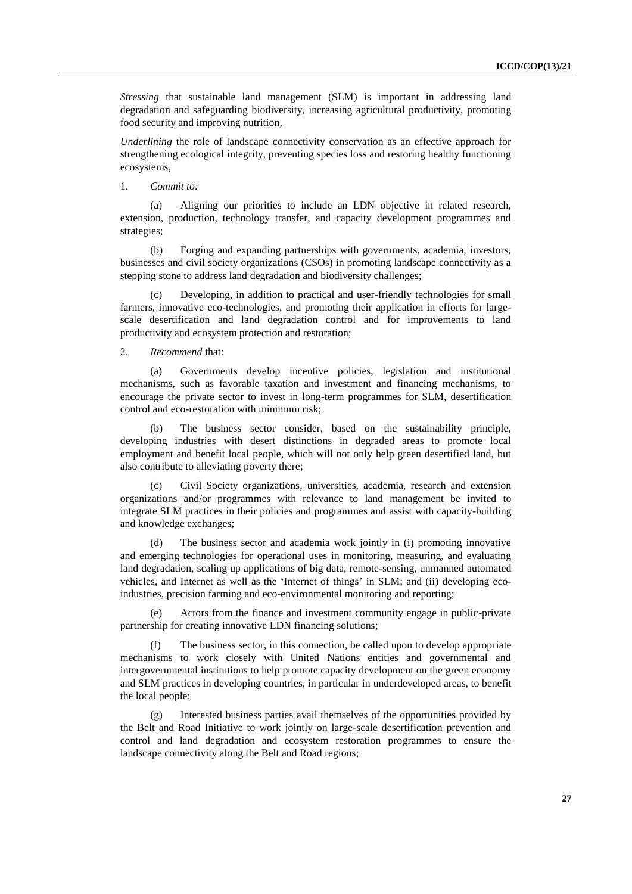*Stressing* that sustainable land management (SLM) is important in addressing land degradation and safeguarding biodiversity, increasing agricultural productivity, promoting food security and improving nutrition,

*Underlining* the role of landscape connectivity conservation as an effective approach for strengthening ecological integrity, preventing species loss and restoring healthy functioning ecosystems,

1. *Commit to:*

(a) Aligning our priorities to include an LDN objective in related research, extension, production, technology transfer, and capacity development programmes and strategies;

(b) Forging and expanding partnerships with governments, academia, investors, businesses and civil society organizations (CSOs) in promoting landscape connectivity as a stepping stone to address land degradation and biodiversity challenges;

(c) Developing, in addition to practical and user-friendly technologies for small farmers, innovative eco-technologies, and promoting their application in efforts for large-scale desertification and land degradation control and for improvements to land productivity and ecosystem protection and restoration;

2. *Recommend* that:

(a) Governments develop incentive policies, legislation and institutional mechanisms, such as favorable taxation and investment and financing mechanisms, to encourage the private sector to invest in long-term programmes for SLM, desertification control and eco-restoration with minimum risk;

(b) The business sector consider, based on the sustainability principle, developing industries with desert distinctions in degraded areas to promote local employment and benefit local people, which will not only help green desertified land, but also contribute to alleviating poverty there;

(c) Civil Society organizations, universities, academia, research and extension organizations and/or programmes with relevance to land management be invited to integrate SLM practices in their policies and programmes and assist with capacity-building and knowledge exchanges;

(d) The business sector and academia work jointly in (i) promoting innovative and emerging technologies for operational uses in monitoring, measuring, and evaluating land degradation, scaling up applications of big data, remote-sensing, unmanned automated vehicles, and Internet as well as the 'Internet of things' in SLM; and (ii) developing eco-industries, precision farming and eco-environmental monitoring and reporting;

(e) Actors from the finance and investment community engage in public-private partnership for creating innovative LDN financing solutions;

(f) The business sector, in this connection, be called upon to develop appropriate mechanisms to work closely with United Nations entities and governmental and intergovernmental institutions to help promote capacity development on the green economy and SLM practices in developing countries, in particular in underdeveloped areas, to benefit the local people;

(g) Interested business parties avail themselves of the opportunities provided by the Belt and Road Initiative to work jointly on large-scale desertification prevention and control and land degradation and ecosystem restoration programmes to ensure the landscape connectivity along the Belt and Road regions;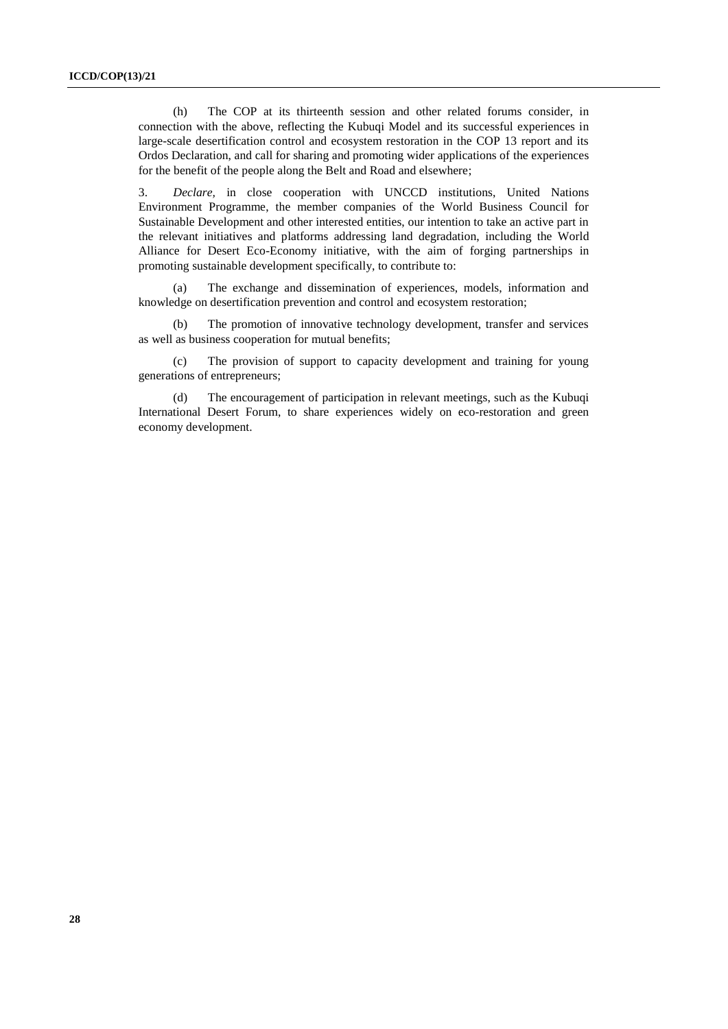(h) The COP at its thirteenth session and other related forums consider, in connection with the above, reflecting the Kubuqi Model and its successful experiences in large-scale desertification control and ecosystem restoration in the COP 13 report and its Ordos Declaration, and call for sharing and promoting wider applications of the experiences for the benefit of the people along the Belt and Road and elsewhere;

3. *Declare,* in close cooperation with UNCCD institutions, United Nations Environment Programme, the member companies of the World Business Council for Sustainable Development and other interested entities, our intention to take an active part in the relevant initiatives and platforms addressing land degradation, including the World Alliance for Desert Eco-Economy initiative, with the aim of forging partnerships in promoting sustainable development specifically, to contribute to:

(a) The exchange and dissemination of experiences, models, information and knowledge on desertification prevention and control and ecosystem restoration;

(b) The promotion of innovative technology development, transfer and services as well as business cooperation for mutual benefits;

(c) The provision of support to capacity development and training for young generations of entrepreneurs;

(d) The encouragement of participation in relevant meetings, such as the Kubuqi International Desert Forum, to share experiences widely on eco-restoration and green economy development.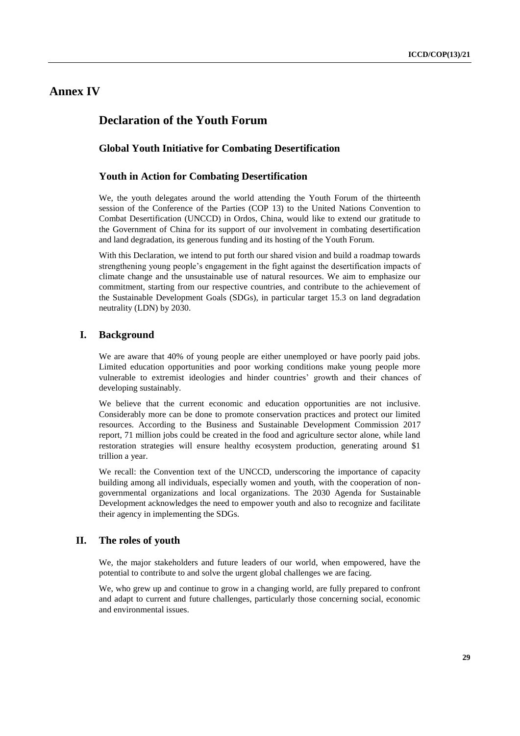# Annex IV

## Declaration of the Youth Forum

### Global Youth Initiative for Combating Desertification

### Youth in Action for Combating Desertification

We, the youth delegates around the world attending the Youth Forum of the thirteenth session of the Conference of the Parties (COP 13) to the United Nations Convention to Combat Desertification (UNCCD) in Ordos, China, would like to extend our gratitude to the Government of China for its support of our involvement in combating desertification and land degradation, its generous funding and its hosting of the Youth Forum.

With this Declaration, we intend to put forth our shared vision and build a roadmap towards strengthening young people's engagement in the fight against the desertification impacts of climate change and the unsustainable use of natural resources. We aim to emphasize our commitment, starting from our respective countries, and contribute to the achievement of the Sustainable Development Goals (SDGs), in particular target 15.3 on land degradation neutrality (LDN) by 2030.

## I. Background

We are aware that 40% of young people are either unemployed or have poorly paid jobs. Limited education opportunities and poor working conditions make young people more vulnerable to extremist ideologies and hinder countries' growth and their chances of developing sustainably.

We believe that the current economic and education opportunities are not inclusive. Considerably more can be done to promote conservation practices and protect our limited resources. According to the Business and Sustainable Development Commission 2017 report, 71 million jobs could be created in the food and agriculture sector alone, while land restoration strategies will ensure healthy ecosystem production, generating around $1 trillion a year.

We recall: the Convention text of the UNCCD, underscoring the importance of capacity building among all individuals, especially women and youth, with the cooperation of non-governmental organizations and local organizations. The 2030 Agenda for Sustainable Development acknowledges the need to empower youth and also to recognize and facilitate their agency in implementing the SDGs.

## II. The roles of youth

We, the major stakeholders and future leaders of our world, when empowered, have the potential to contribute to and solve the urgent global challenges we are facing.

We, who grew up and continue to grow in a changing world, are fully prepared to confront and adapt to current and future challenges, particularly those concerning social, economic and environmental issues.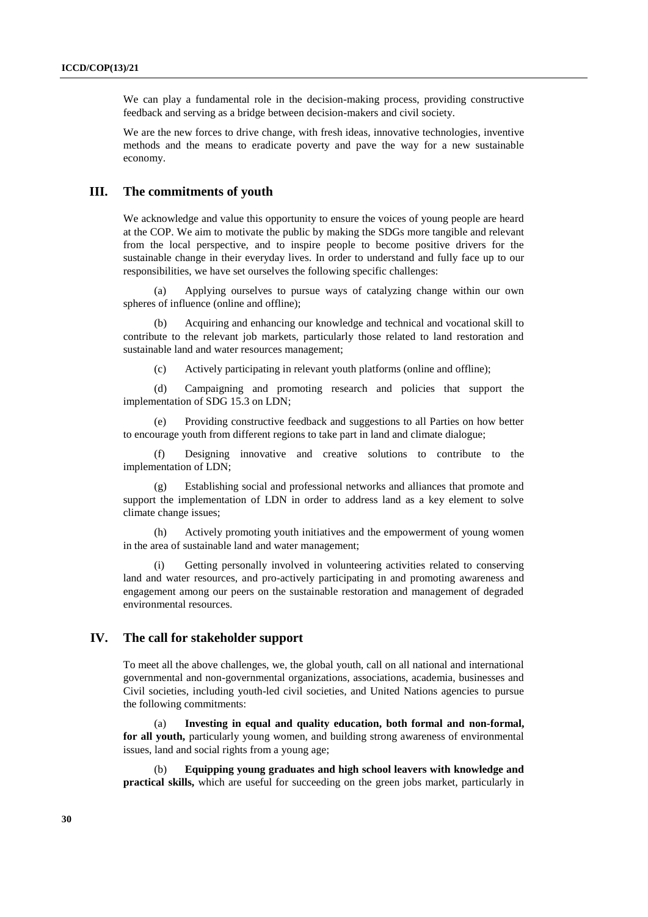We can play a fundamental role in the decision-making process, providing constructive feedback and serving as a bridge between decision-makers and civil society.

We are the new forces to drive change, with fresh ideas, innovative technologies, inventive methods and the means to eradicate poverty and pave the way for a new sustainable economy.

## III. The commitments of youth

We acknowledge and value this opportunity to ensure the voices of young people are heard at the COP. We aim to motivate the public by making the SDGs more tangible and relevant from the local perspective, and to inspire people to become positive drivers for the sustainable change in their everyday lives. In order to understand and fully face up to our responsibilities, we have set ourselves the following specific challenges:

(a) Applying ourselves to pursue ways of catalyzing change within our own spheres of influence (online and offline);

(b) Acquiring and enhancing our knowledge and technical and vocational skill to contribute to the relevant job markets, particularly those related to land restoration and sustainable land and water resources management;

(c) Actively participating in relevant youth platforms (online and offline);

(d) Campaigning and promoting research and policies that support the implementation of SDG 15.3 on LDN;

(e) Providing constructive feedback and suggestions to all Parties on how better to encourage youth from different regions to take part in land and climate dialogue;

(f) Designing innovative and creative solutions to contribute to the implementation of LDN;

(g) Establishing social and professional networks and alliances that promote and support the implementation of LDN in order to address land as a key element to solve climate change issues;

(h) Actively promoting youth initiatives and the empowerment of young women in the area of sustainable land and water management;

(i) Getting personally involved in volunteering activities related to conserving land and water resources, and pro-actively participating in and promoting awareness and engagement among our peers on the sustainable restoration and management of degraded environmental resources.

## IV. The call for stakeholder support

To meet all the above challenges, we, the global youth, call on all national and international governmental and non-governmental organizations, associations, academia, businesses and Civil societies, including youth-led civil societies, and United Nations agencies to pursue the following commitments:

(a) **Investing in equal and quality education, both formal and non-formal, for all youth,** particularly young women, and building strong awareness of environmental issues, land and social rights from a young age;

(b) **Equipping young graduates and high school leavers with knowledge and practical skills,** which are useful for succeeding on the green jobs market, particularly in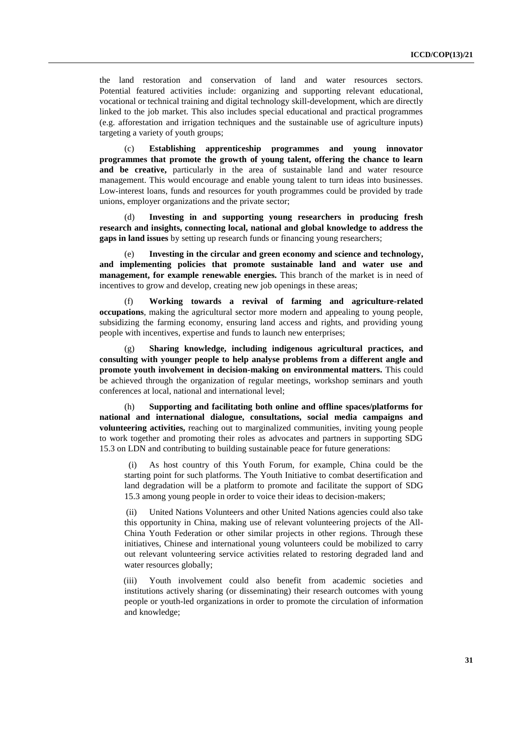the land restoration and conservation of land and water resources sectors. Potential featured activities include: organizing and supporting relevant educational, vocational or technical training and digital technology skill-development, which are directly linked to the job market. This also includes special educational and practical programmes (e.g. afforestation and irrigation techniques and the sustainable use of agriculture inputs) targeting a variety of youth groups;

(c) **Establishing apprenticeship programmes and young innovator programmes that promote the growth of young talent, offering the chance to learn and be creative,** particularly in the area of sustainable land and water resource management. This would encourage and enable young talent to turn ideas into businesses. Low-interest loans, funds and resources for youth programmes could be provided by trade unions, employer organizations and the private sector;

(d) **Investing in and supporting young researchers in producing fresh research and insights, connecting local, national and global knowledge to address the gaps in land issues** by setting up research funds or financing young researchers;

(e) **Investing in the circular and green economy and science and technology, and implementing policies that promote sustainable land and water use and management, for example renewable energies.** This branch of the market is in need of incentives to grow and develop, creating new job openings in these areas;

(f) **Working towards a revival of farming and agriculture-related occupations**, making the agricultural sector more modern and appealing to young people, subsidizing the farming economy, ensuring land access and rights, and providing young people with incentives, expertise and funds to launch new enterprises;

(g) **Sharing knowledge, including indigenous agricultural practices, and consulting with younger people to help analyse problems from a different angle and promote youth involvement in decision-making on environmental matters.** This could be achieved through the organization of regular meetings, workshop seminars and youth conferences at local, national and international level;

(h) **Supporting and facilitating both online and offline spaces/platforms for national and international dialogue, consultations, social media campaigns and volunteering activities,** reaching out to marginalized communities, inviting young people to work together and promoting their roles as advocates and partners in supporting SDG 15.3 on LDN and contributing to building sustainable peace for future generations:

(i) As host country of this Youth Forum, for example, China could be the starting point for such platforms. The Youth Initiative to combat desertification and land degradation will be a platform to promote and facilitate the support of SDG 15.3 among young people in order to voice their ideas to decision-makers;

(ii) United Nations Volunteers and other United Nations agencies could also take this opportunity in China, making use of relevant volunteering projects of the All-China Youth Federation or other similar projects in other regions. Through these initiatives, Chinese and international young volunteers could be mobilized to carry out relevant volunteering service activities related to restoring degraded land and water resources globally;

(iii) Youth involvement could also benefit from academic societies and institutions actively sharing (or disseminating) their research outcomes with young people or youth-led organizations in order to promote the circulation of information and knowledge;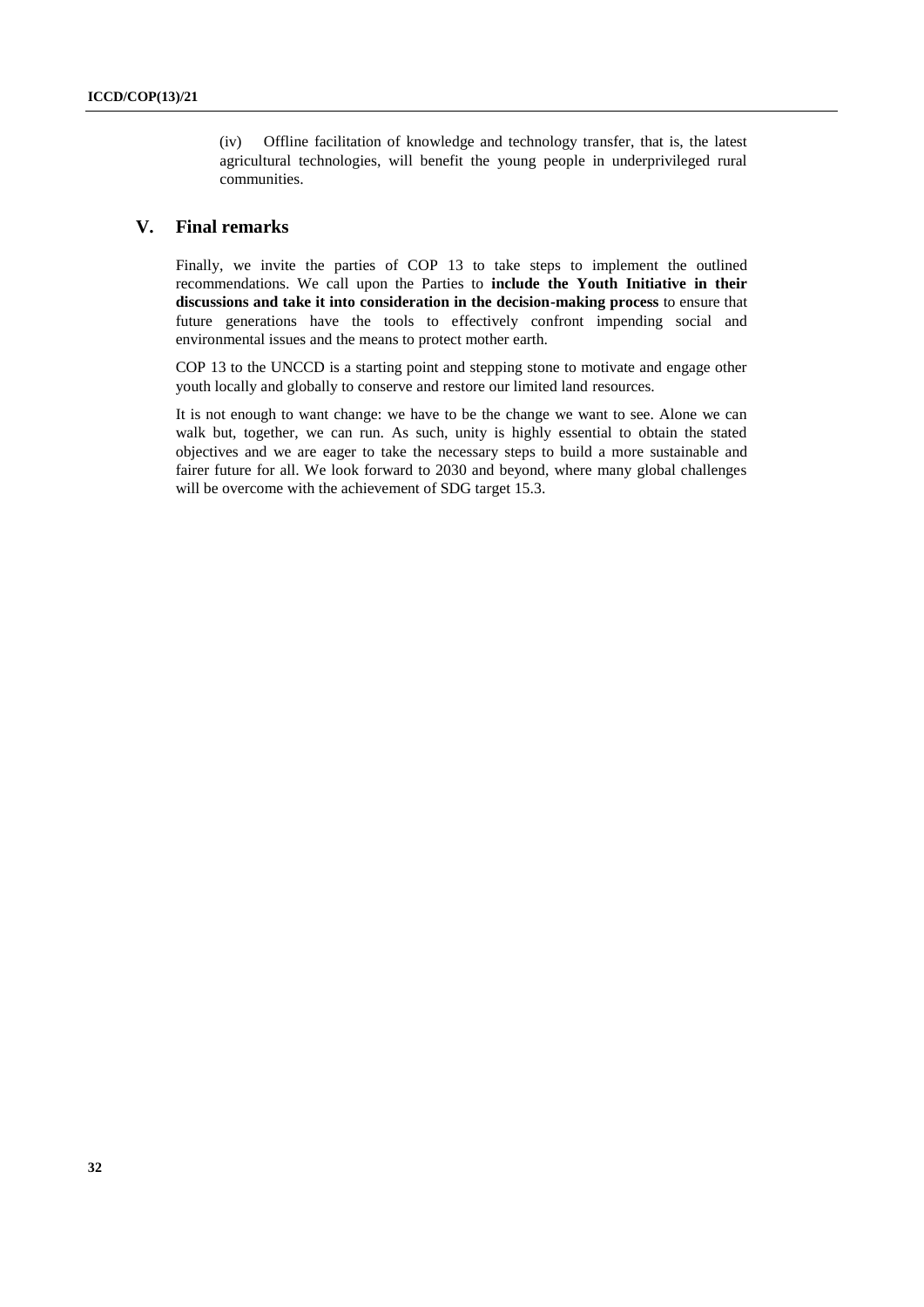(iv) Offline facilitation of knowledge and technology transfer, that is, the latest agricultural technologies, will benefit the young people in underprivileged rural communities.

## V. Final remarks

Finally, we invite the parties of COP 13 to take steps to implement the outlined recommendations. We call upon the Parties to **include the Youth Initiative in their discussions and take it into consideration in the decision-making process** to ensure that future generations have the tools to effectively confront impending social and environmental issues and the means to protect mother earth.

COP 13 to the UNCCD is a starting point and stepping stone to motivate and engage other youth locally and globally to conserve and restore our limited land resources.

It is not enough to want change: we have to be the change we want to see. Alone we can walk but, together, we can run. As such, unity is highly essential to obtain the stated objectives and we are eager to take the necessary steps to build a more sustainable and fairer future for all. We look forward to 2030 and beyond, where many global challenges will be overcome with the achievement of SDG target 15.3.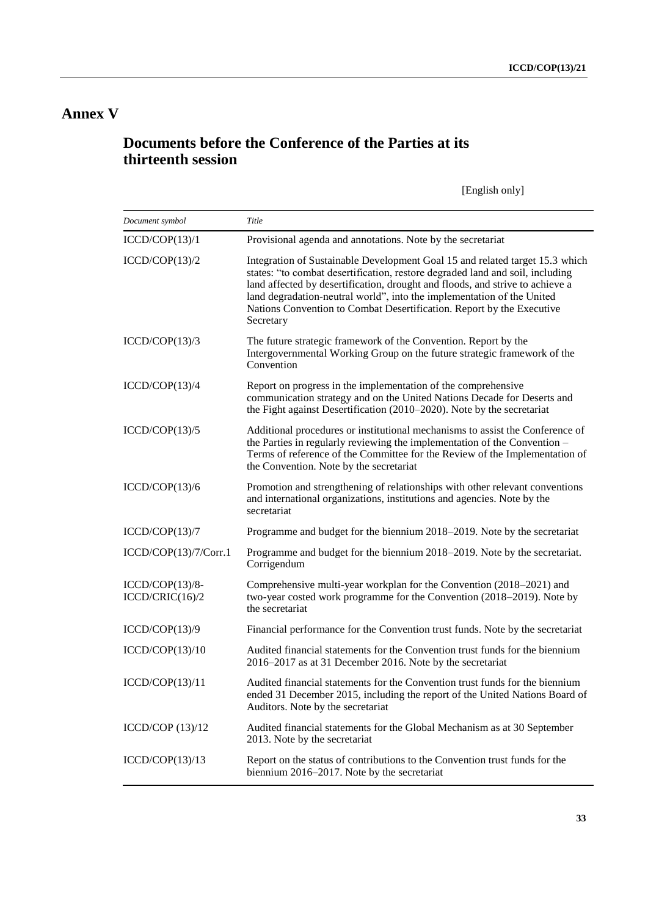# Annex V

## Documents before the Conference of the Parties at its thirteenth session

[English only]

| *Document symbol* | *Title* |
|---|---|
| ICCD/COP(13)/1 | Provisional agenda and annotations. Note by the secretariat |
| ICCD/COP(13)/2 | Integration of Sustainable Development Goal 15 and related target 15.3 which states: "to combat desertification, restore degraded land and soil, including land affected by desertification, drought and floods, and strive to achieve a land degradation-neutral world", into the implementation of the United Nations Convention to Combat Desertification. Report by the Executive Secretary |
| ICCD/COP(13)/3 | The future strategic framework of the Convention. Report by the Intergovernmental Working Group on the future strategic framework of the Convention |
| ICCD/COP(13)/4 | Report on progress in the implementation of the comprehensive communication strategy and on the United Nations Decade for Deserts and the Fight against Desertification (2010–2020). Note by the secretariat |
| ICCD/COP(13)/5 | Additional procedures or institutional mechanisms to assist the Conference of the Parties in regularly reviewing the implementation of the Convention – Terms of reference of the Committee for the Review of the Implementation of the Convention. Note by the secretariat |
| ICCD/COP(13)/6 | Promotion and strengthening of relationships with other relevant conventions and international organizations, institutions and agencies. Note by the secretariat |
| ICCD/COP(13)/7 | Programme and budget for the biennium 2018–2019. Note by the secretariat |
| ICCD/COP(13)/7/Corr.1 | Programme and budget for the biennium 2018–2019. Note by the secretariat. Corrigendum |
| ICCD/COP(13)/8-ICCD/CRIC(16)/2 | Comprehensive multi-year workplan for the Convention (2018–2021) and two-year costed work programme for the Convention (2018–2019). Note by the secretariat |
| ICCD/COP(13)/9 | Financial performance for the Convention trust funds. Note by the secretariat |
| ICCD/COP(13)/10 | Audited financial statements for the Convention trust funds for the biennium 2016–2017 as at 31 December 2016. Note by the secretariat |
| ICCD/COP(13)/11 | Audited financial statements for the Convention trust funds for the biennium ended 31 December 2015, including the report of the United Nations Board of Auditors. Note by the secretariat |
| ICCD/COP (13)/12 | Audited financial statements for the Global Mechanism as at 30 September 2013. Note by the secretariat |
| ICCD/COP(13)/13 | Report on the status of contributions to the Convention trust funds for the biennium 2016–2017. Note by the secretariat |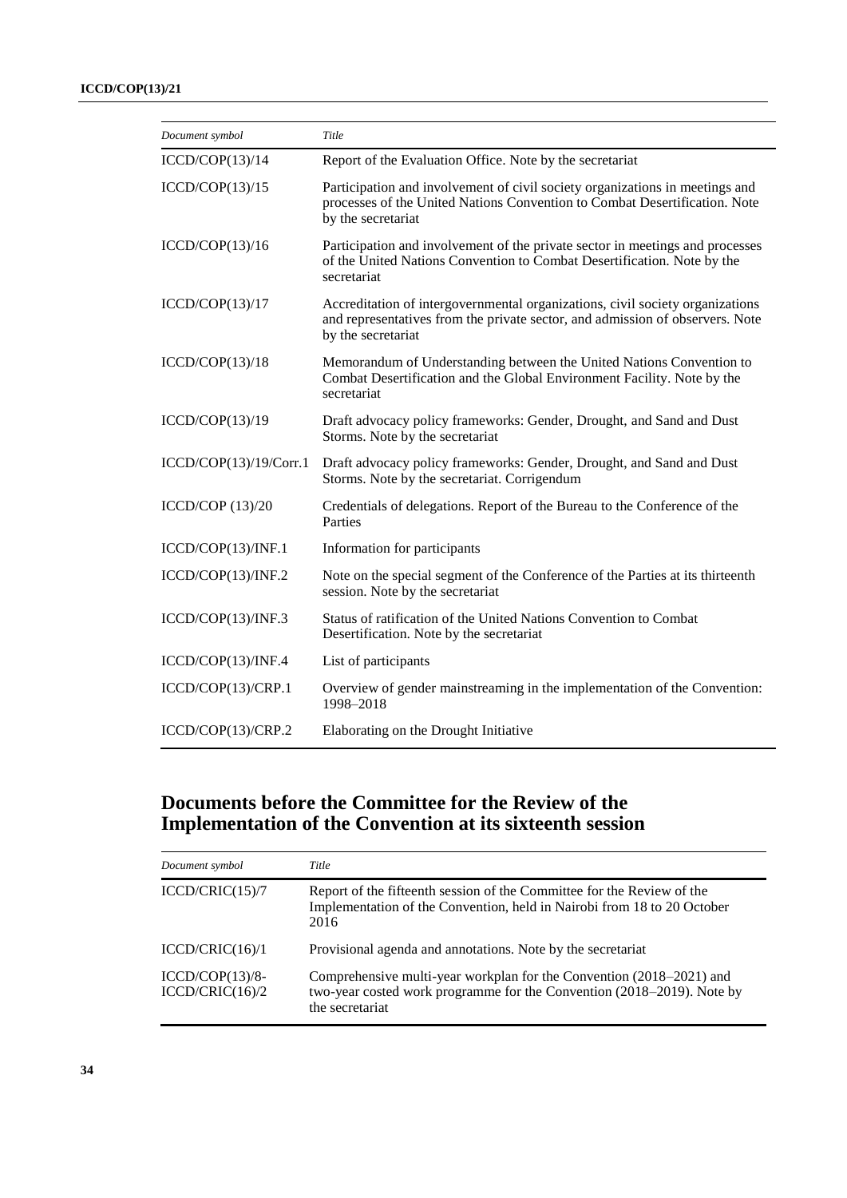| *Document symbol* | *Title* |
|---|---|
| ICCD/COP(13)/14 | Report of the Evaluation Office. Note by the secretariat |
| ICCD/COP(13)/15 | Participation and involvement of civil society organizations in meetings and processes of the United Nations Convention to Combat Desertification. Note by the secretariat |
| ICCD/COP(13)/16 | Participation and involvement of the private sector in meetings and processes of the United Nations Convention to Combat Desertification. Note by the secretariat |
| ICCD/COP(13)/17 | Accreditation of intergovernmental organizations, civil society organizations and representatives from the private sector, and admission of observers. Note by the secretariat |
| ICCD/COP(13)/18 | Memorandum of Understanding between the United Nations Convention to Combat Desertification and the Global Environment Facility. Note by the secretariat |
| ICCD/COP(13)/19 | Draft advocacy policy frameworks: Gender, Drought, and Sand and Dust Storms. Note by the secretariat |
| ICCD/COP(13)/19/Corr.1 | Draft advocacy policy frameworks: Gender, Drought, and Sand and Dust Storms. Note by the secretariat. Corrigendum |
| ICCD/COP (13)/20 | Credentials of delegations. Report of the Bureau to the Conference of the Parties |
| ICCD/COP(13)/INF.1 | Information for participants |
| ICCD/COP(13)/INF.2 | Note on the special segment of the Conference of the Parties at its thirteenth session. Note by the secretariat |
| ICCD/COP(13)/INF.3 | Status of ratification of the United Nations Convention to Combat Desertification. Note by the secretariat |
| ICCD/COP(13)/INF.4 | List of participants |
| ICCD/COP(13)/CRP.1 | Overview of gender mainstreaming in the implementation of the Convention: 1998–2018 |
| ICCD/COP(13)/CRP.2 | Elaborating on the Drought Initiative |

## Documents before the Committee for the Review of the Implementation of the Convention at its sixteenth session

| *Document symbol* | *Title* |
|---|---|
| ICCD/CRIC(15)/7 | Report of the fifteenth session of the Committee for the Review of the Implementation of the Convention, held in Nairobi from 18 to 20 October 2016 |
| ICCD/CRIC(16)/1 | Provisional agenda and annotations. Note by the secretariat |
| ICCD/COP(13)/8-ICCD/CRIC(16)/2 | Comprehensive multi-year workplan for the Convention (2018–2021) and two-year costed work programme for the Convention (2018–2019). Note by the secretariat |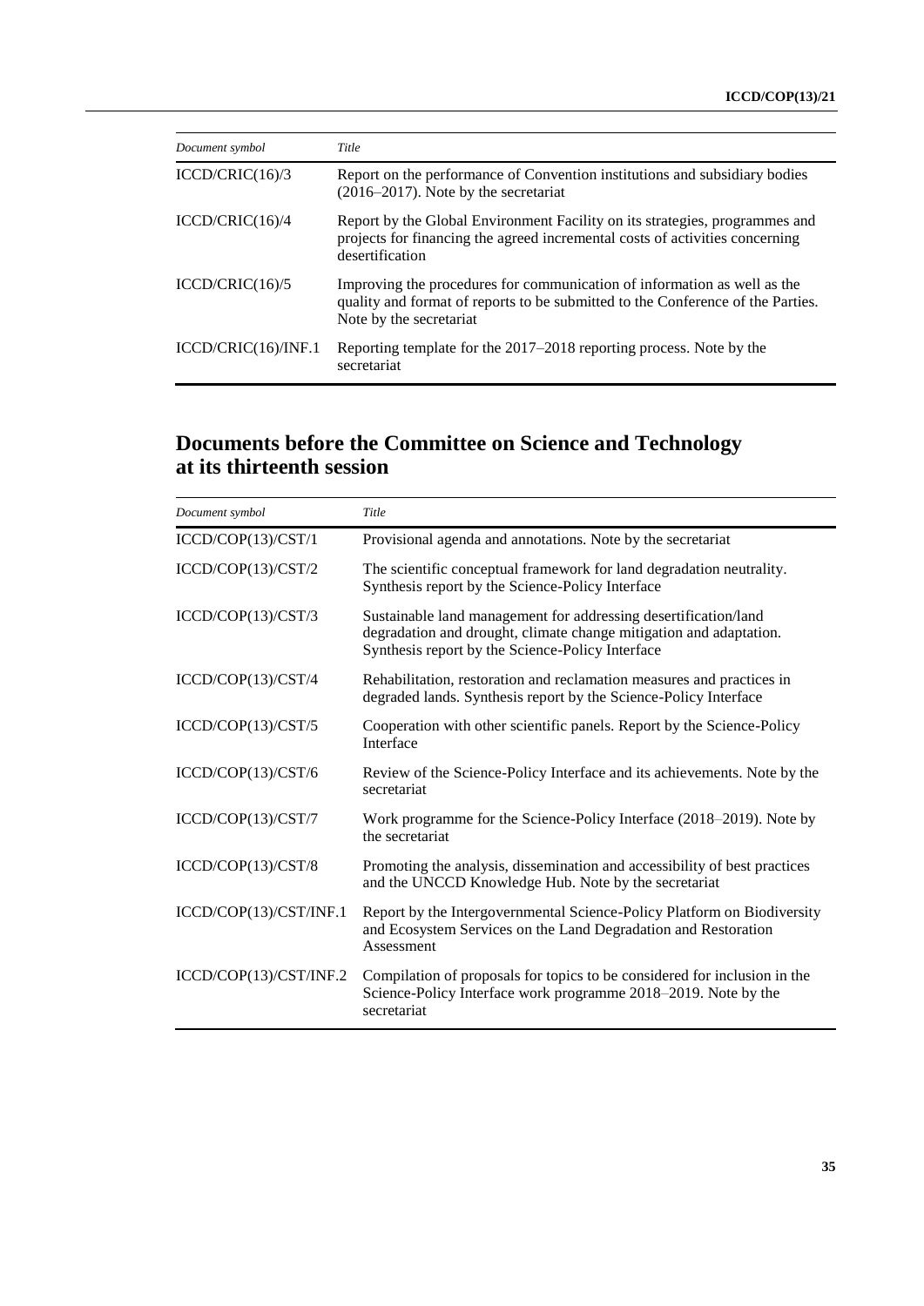| *Document symbol* | *Title* |
|---|---|
| ICCD/CRIC(16)/3 | Report on the performance of Convention institutions and subsidiary bodies (2016–2017). Note by the secretariat |
| ICCD/CRIC(16)/4 | Report by the Global Environment Facility on its strategies, programmes and projects for financing the agreed incremental costs of activities concerning desertification |
| ICCD/CRIC(16)/5 | Improving the procedures for communication of information as well as the quality and format of reports to be submitted to the Conference of the Parties. Note by the secretariat |
| ICCD/CRIC(16)/INF.1 | Reporting template for the 2017–2018 reporting process. Note by the secretariat |

## Documents before the Committee on Science and Technology at its thirteenth session

| *Document symbol* | *Title* |
|---|---|
| ICCD/COP(13)/CST/1 | Provisional agenda and annotations. Note by the secretariat |
| ICCD/COP(13)/CST/2 | The scientific conceptual framework for land degradation neutrality. Synthesis report by the Science-Policy Interface |
| ICCD/COP(13)/CST/3 | Sustainable land management for addressing desertification/land degradation and drought, climate change mitigation and adaptation. Synthesis report by the Science-Policy Interface |
| ICCD/COP(13)/CST/4 | Rehabilitation, restoration and reclamation measures and practices in degraded lands. Synthesis report by the Science-Policy Interface |
| ICCD/COP(13)/CST/5 | Cooperation with other scientific panels. Report by the Science-Policy Interface |
| ICCD/COP(13)/CST/6 | Review of the Science-Policy Interface and its achievements. Note by the secretariat |
| ICCD/COP(13)/CST/7 | Work programme for the Science-Policy Interface (2018–2019). Note by the secretariat |
| ICCD/COP(13)/CST/8 | Promoting the analysis, dissemination and accessibility of best practices and the UNCCD Knowledge Hub. Note by the secretariat |
| ICCD/COP(13)/CST/INF.1 | Report by the Intergovernmental Science-Policy Platform on Biodiversity and Ecosystem Services on the Land Degradation and Restoration Assessment |
| ICCD/COP(13)/CST/INF.2 | Compilation of proposals for topics to be considered for inclusion in the Science-Policy Interface work programme 2018–2019. Note by the secretariat |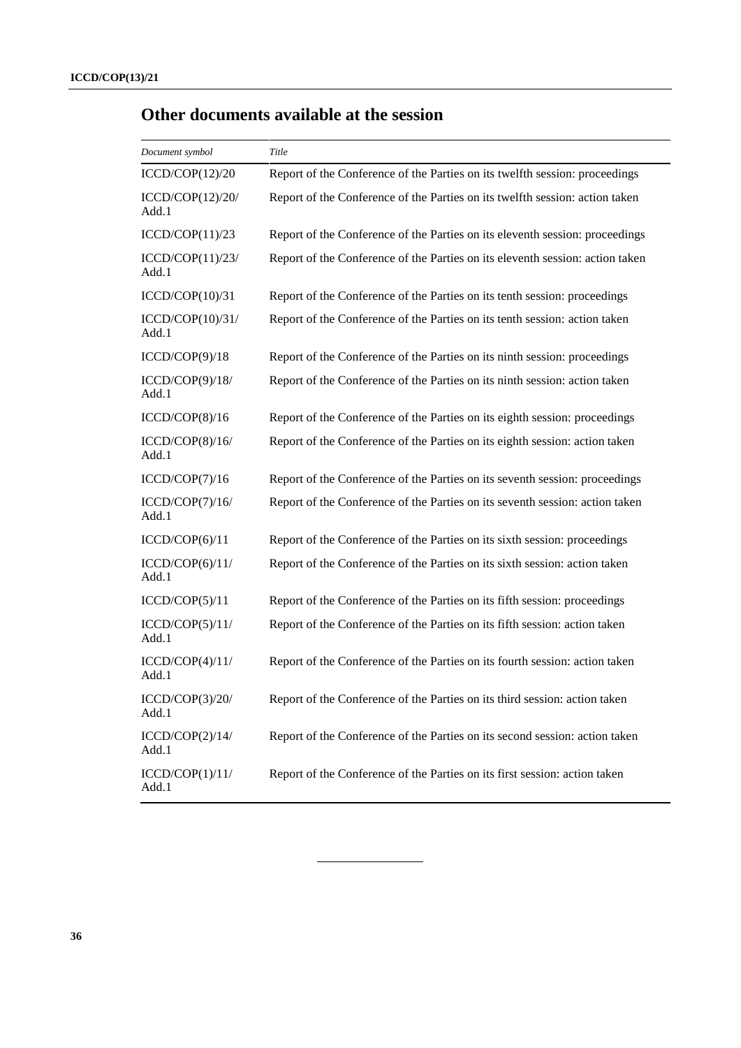## Other documents available at the session

| *Document symbol* | *Title* |
|---|---|
| ICCD/COP(12)/20 | Report of the Conference of the Parties on its twelfth session: proceedings |
| ICCD/COP(12)/20/ Add.1 | Report of the Conference of the Parties on its twelfth session: action taken |
| ICCD/COP(11)/23 | Report of the Conference of the Parties on its eleventh session: proceedings |
| ICCD/COP(11)/23/ Add.1 | Report of the Conference of the Parties on its eleventh session: action taken |
| ICCD/COP(10)/31 | Report of the Conference of the Parties on its tenth session: proceedings |
| ICCD/COP(10)/31/ Add.1 | Report of the Conference of the Parties on its tenth session: action taken |
| ICCD/COP(9)/18 | Report of the Conference of the Parties on its ninth session: proceedings |
| ICCD/COP(9)/18/ Add.1 | Report of the Conference of the Parties on its ninth session: action taken |
| ICCD/COP(8)/16 | Report of the Conference of the Parties on its eighth session: proceedings |
| ICCD/COP(8)/16/ Add.1 | Report of the Conference of the Parties on its eighth session: action taken |
| ICCD/COP(7)/16 | Report of the Conference of the Parties on its seventh session: proceedings |
| ICCD/COP(7)/16/ Add.1 | Report of the Conference of the Parties on its seventh session: action taken |
| ICCD/COP(6)/11 | Report of the Conference of the Parties on its sixth session: proceedings |
| ICCD/COP(6)/11/ Add.1 | Report of the Conference of the Parties on its sixth session: action taken |
| ICCD/COP(5)/11 | Report of the Conference of the Parties on its fifth session: proceedings |
| ICCD/COP(5)/11/ Add.1 | Report of the Conference of the Parties on its fifth session: action taken |
| ICCD/COP(4)/11/ Add.1 | Report of the Conference of the Parties on its fourth session: action taken |
| ICCD/COP(3)/20/ Add.1 | Report of the Conference of the Parties on its third session: action taken |
| ICCD/COP(2)/14/ Add.1 | Report of the Conference of the Parties on its second session: action taken |
| ICCD/COP(1)/11/ Add.1 | Report of the Conference of the Parties on its first session: action taken |